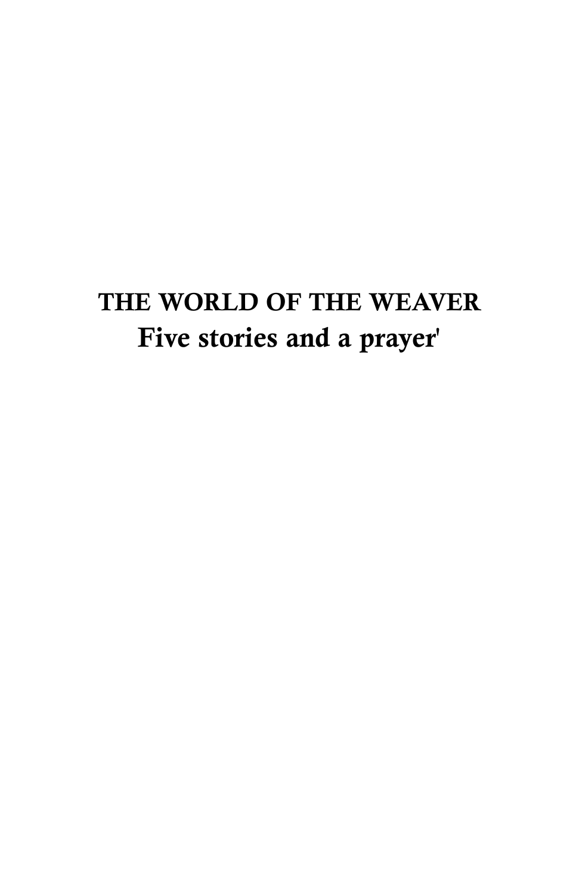# THE WORLD OF THE WEAVER

## Five stories and a prayer'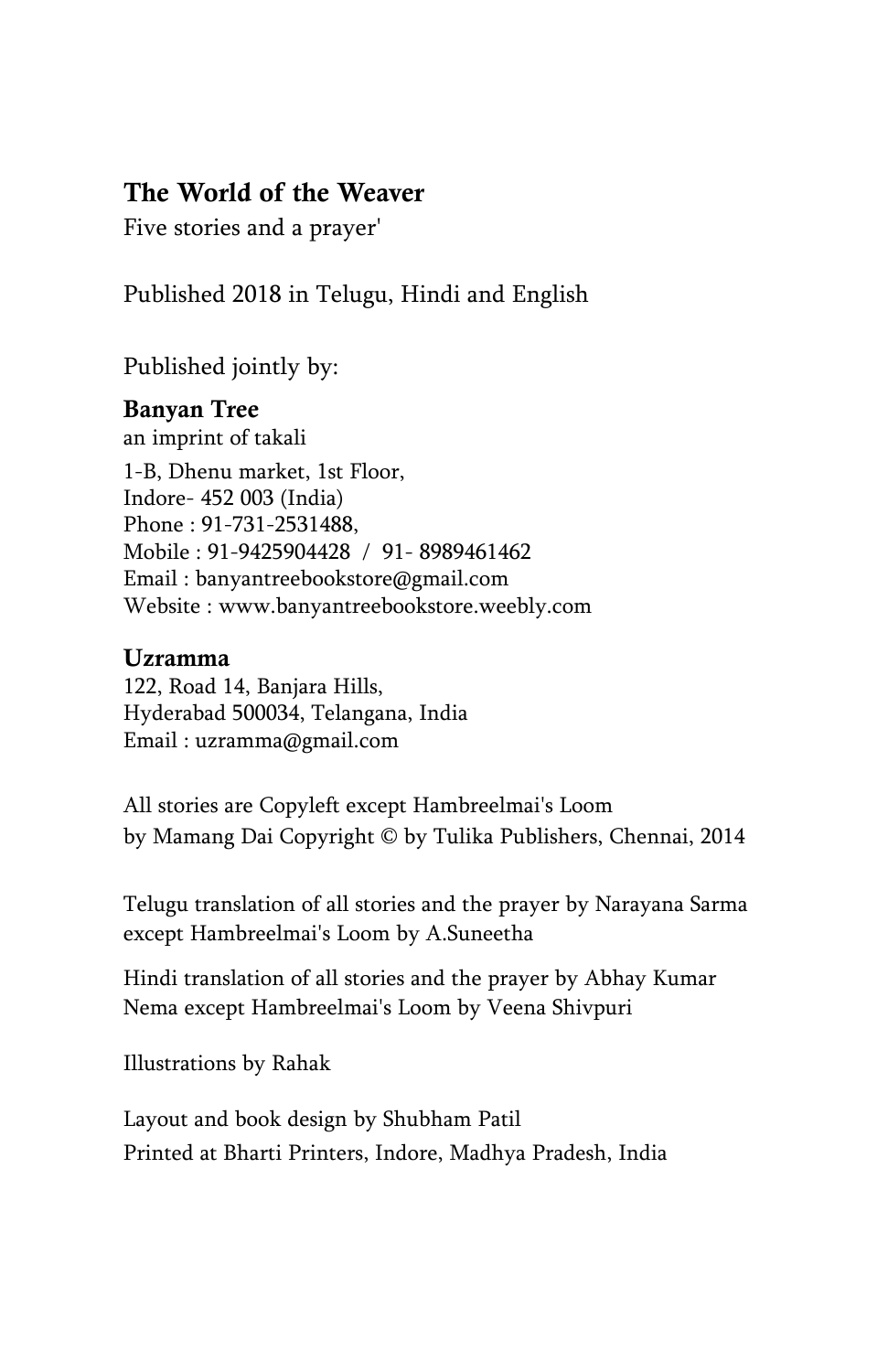**The World of the Weaver**

Five stories and a prayer'

Published 2018 in Telugu, Hindi and English

Published jointly by:

**Banyan Tree**
an imprint of takali
1-B, Dhenu market, 1st Floor,
Indore- 452 003 (India)
Phone : 91-731-2531488,
Mobile : 91-9425904428 / 91- 8989461462
Email : banyantreebookstore@gmail.com
Website : www.banyantreebookstore.weebly.com

**Uzramma**
122, Road 14, Banjara Hills,
Hyderabad 500034, Telangana, India
Email : uzramma@gmail.com

All stories are Copyleft except Hambreelmai's Loom
by Mamang Dai Copyright © by Tulika Publishers, Chennai, 2014

Telugu translation of all stories and the prayer by Narayana Sarma
except Hambreelmai's Loom by A.Suneetha

Hindi translation of all stories and the prayer by Abhay Kumar
Nema except Hambreelmai's Loom by Veena Shivpuri

Illustrations by Rahak

Layout and book design by Shubham Patil
Printed at Bharti Printers, Indore, Madhya Pradesh, India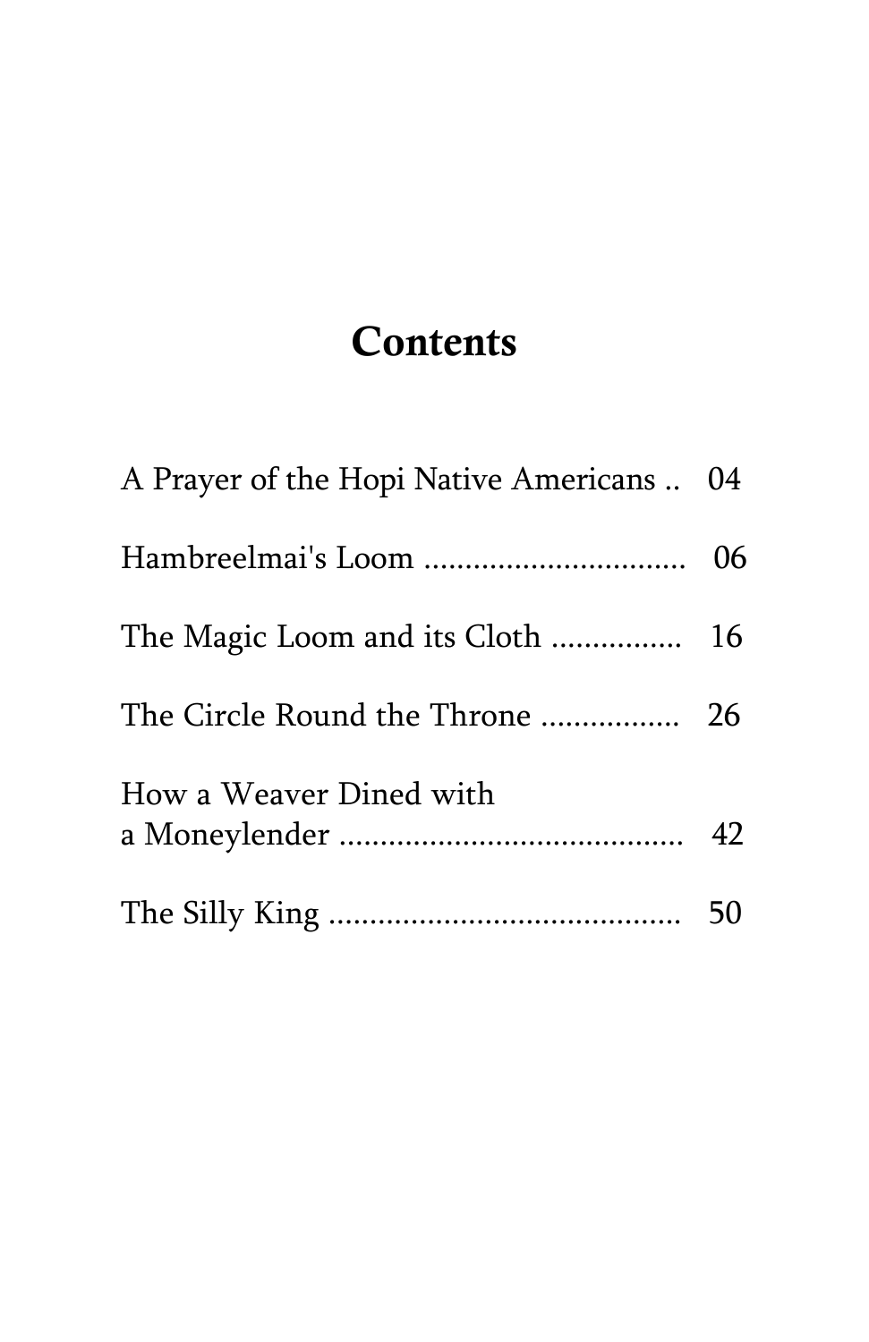# Contents

A Prayer of the Hopi Native Americans .. 04

Hambreelmai's Loom ................................ 06

The Magic Loom and its Cloth ................ 16

The Circle Round the Throne ................. 26

How a Weaver Dined with
a Moneylender .......................................... 42

The Silly King ........................................... 50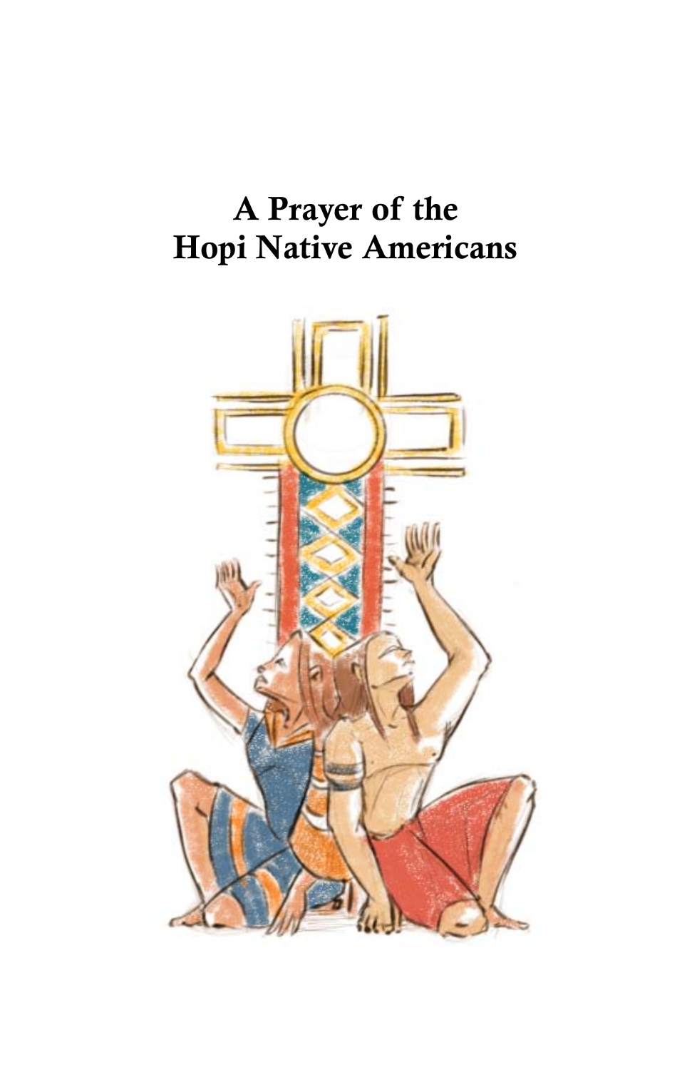# A Prayer of the Hopi Native Americans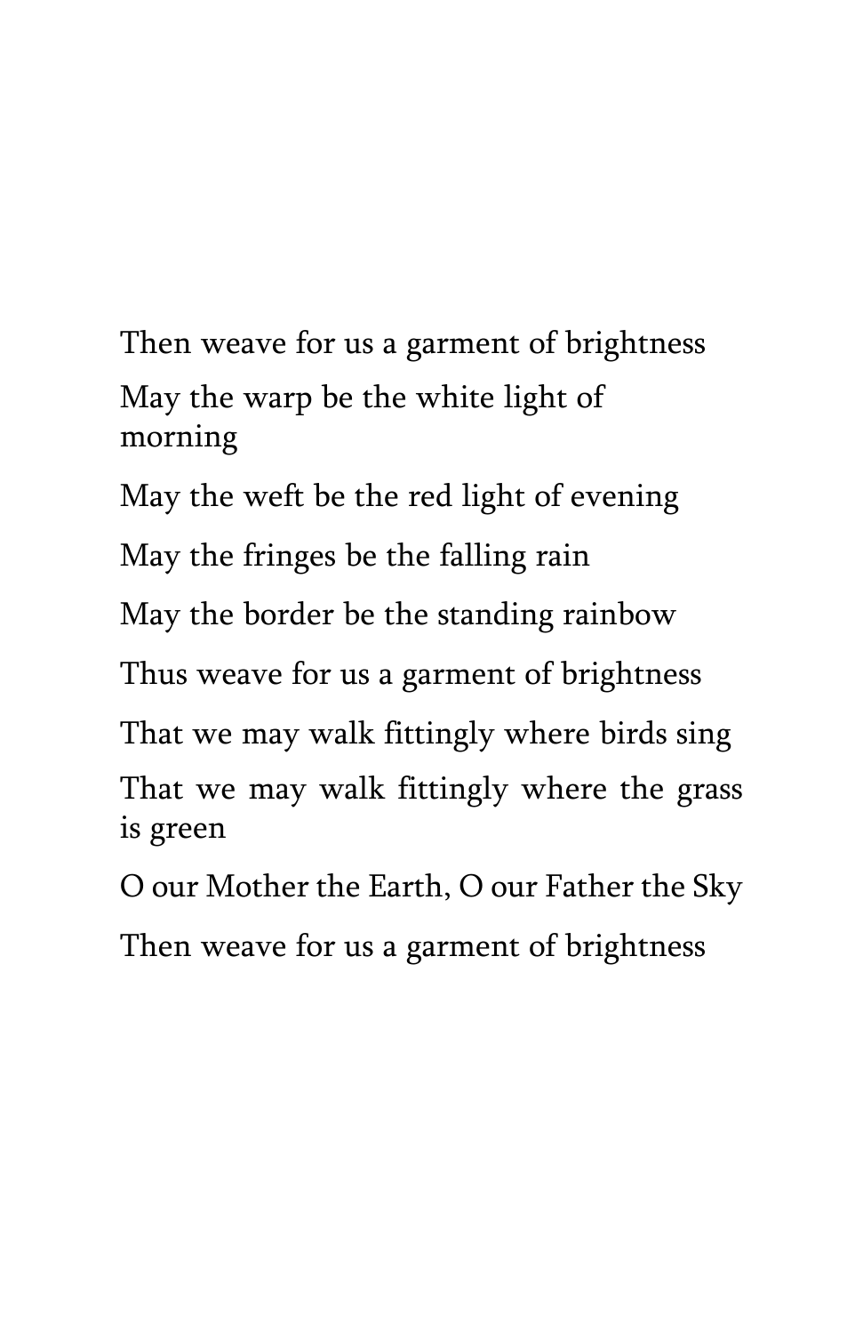Then weave for us a garment of brightness

May the warp be the white light of morning

May the weft be the red light of evening

May the fringes be the falling rain

May the border be the standing rainbow

Thus weave for us a garment of brightness

That we may walk fittingly where birds sing

That we may walk fittingly where the grass is green

O our Mother the Earth, O our Father the Sky

Then weave for us a garment of brightness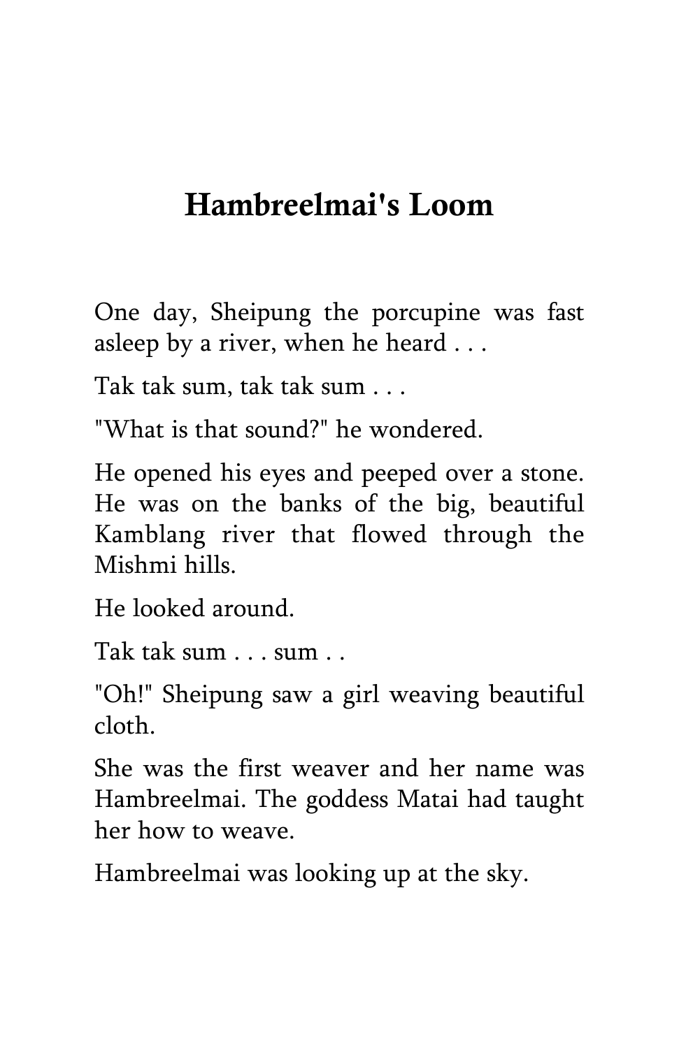# Hambreelmai's Loom

One day, Sheipung the porcupine was fast asleep by a river, when he heard . . .

Tak tak sum, tak tak sum . . .

"What is that sound?" he wondered.

He opened his eyes and peeped over a stone. He was on the banks of the big, beautiful Kamblang river that flowed through the Mishmi hills.

He looked around.

Tak tak sum . . . sum . .

"Oh!" Sheipung saw a girl weaving beautiful cloth.

She was the first weaver and her name was Hambreelmai. The goddess Matai had taught her how to weave.

Hambreelmai was looking up at the sky.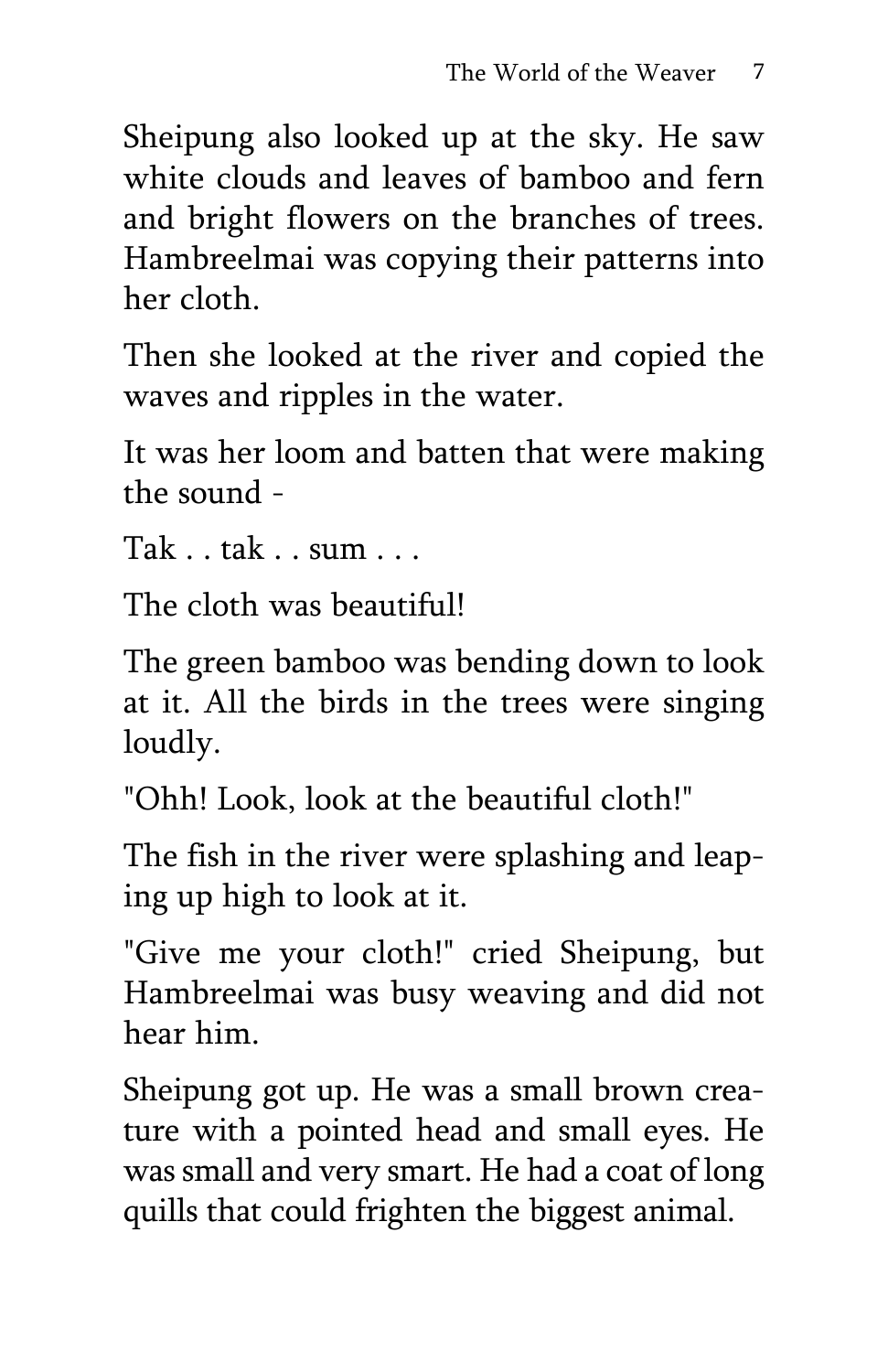Sheipung also looked up at the sky. He saw white clouds and leaves of bamboo and fern and bright flowers on the branches of trees. Hambreelmai was copying their patterns into her cloth.

Then she looked at the river and copied the waves and ripples in the water.

It was her loom and batten that were making the sound -

Tak . . tak . . sum . . .

The cloth was beautiful!

The green bamboo was bending down to look at it. All the birds in the trees were singing loudly.

"Ohh! Look, look at the beautiful cloth!"

The fish in the river were splashing and leaping up high to look at it.

"Give me your cloth!" cried Sheipung, but Hambreelmai was busy weaving and did not hear him.

Sheipung got up. He was a small brown creature with a pointed head and small eyes. He was small and very smart. He had a coat of long quills that could frighten the biggest animal.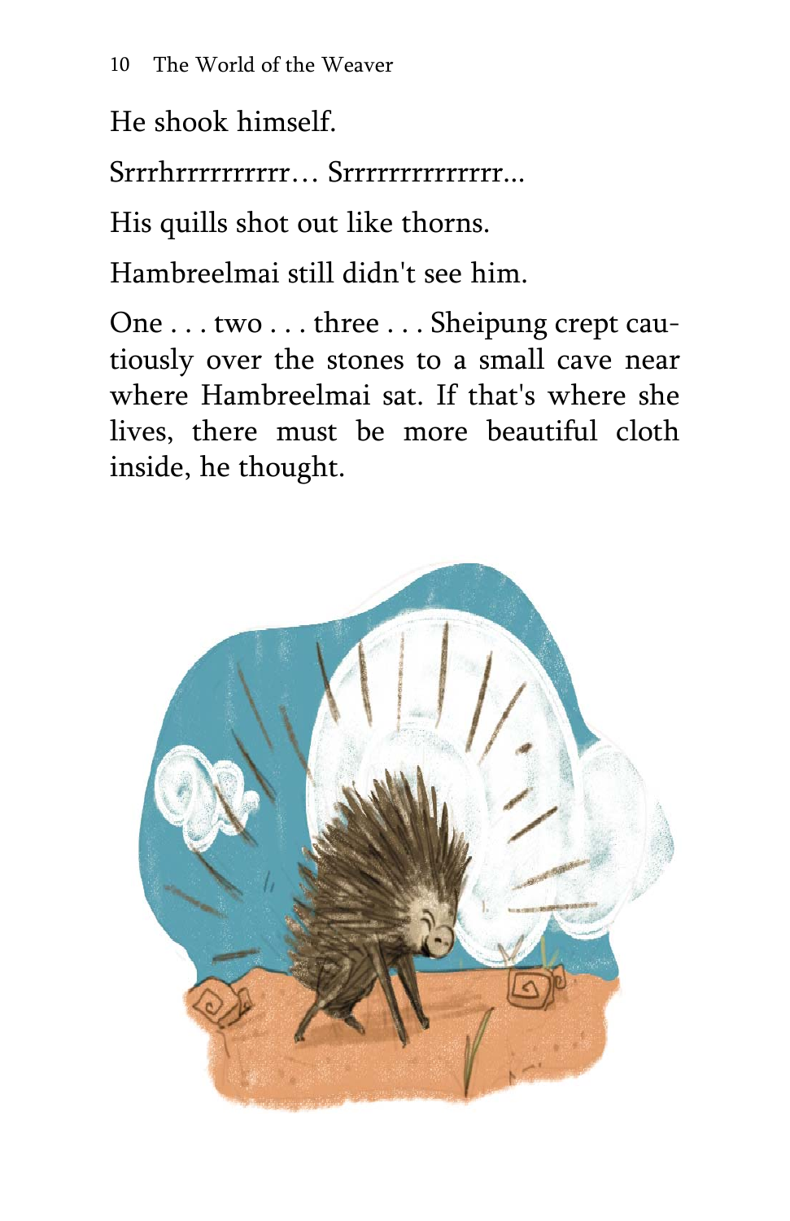He shook himself.

Srrrhrrrrrrrrr… Srrrrrrrrrrrrr...

His quills shot out like thorns.

Hambreelmai still didn't see him.

One . . . two . . . three . . . Sheipung crept cautiously over the stones to a small cave near where Hambreelmai sat. If that's where she lives, there must be more beautiful cloth inside, he thought.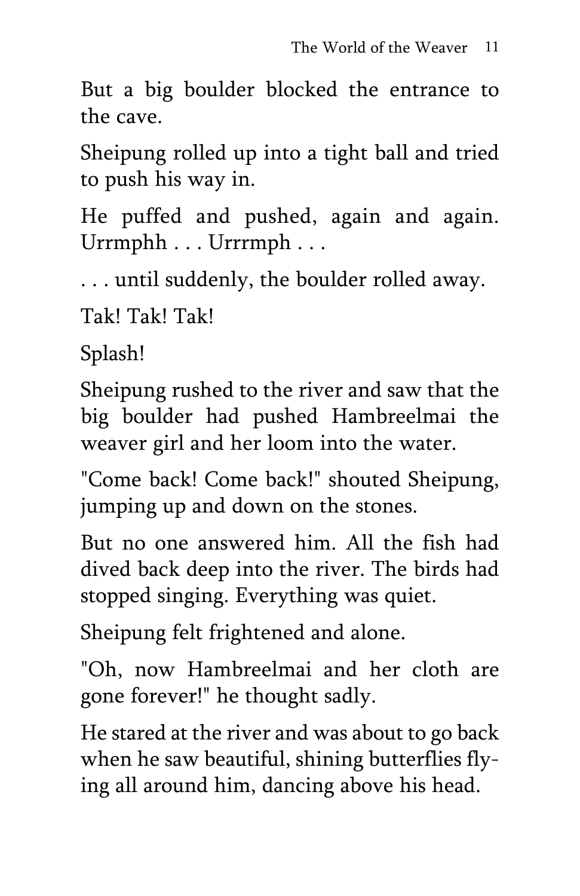But a big boulder blocked the entrance to the cave.

Sheipung rolled up into a tight ball and tried to push his way in.

He puffed and pushed, again and again. Urrmphh . . . Urrrmph . . .

. . . until suddenly, the boulder rolled away.

Tak! Tak! Tak!

Splash!

Sheipung rushed to the river and saw that the big boulder had pushed Hambreelmai the weaver girl and her loom into the water.

"Come back! Come back!" shouted Sheipung, jumping up and down on the stones.

But no one answered him. All the fish had dived back deep into the river. The birds had stopped singing. Everything was quiet.

Sheipung felt frightened and alone.

"Oh, now Hambreelmai and her cloth are gone forever!" he thought sadly.

He stared at the river and was about to go back when he saw beautiful, shining butterflies flying all around him, dancing above his head.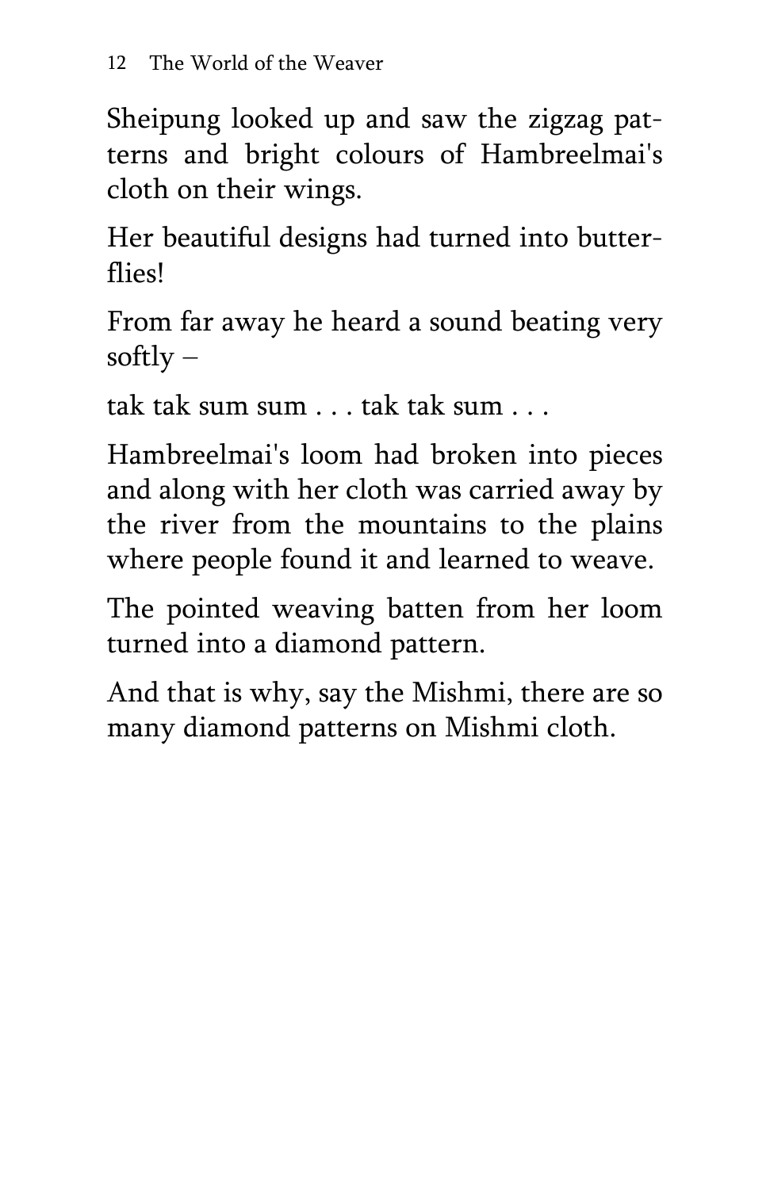Sheipung looked up and saw the zigzag patterns and bright colours of Hambreelmai's cloth on their wings.

Her beautiful designs had turned into butterflies!

From far away he heard a sound beating very softly –

tak tak sum sum . . . tak tak sum . . .

Hambreelmai's loom had broken into pieces and along with her cloth was carried away by the river from the mountains to the plains where people found it and learned to weave.

The pointed weaving batten from her loom turned into a diamond pattern.

And that is why, say the Mishmi, there are so many diamond patterns on Mishmi cloth.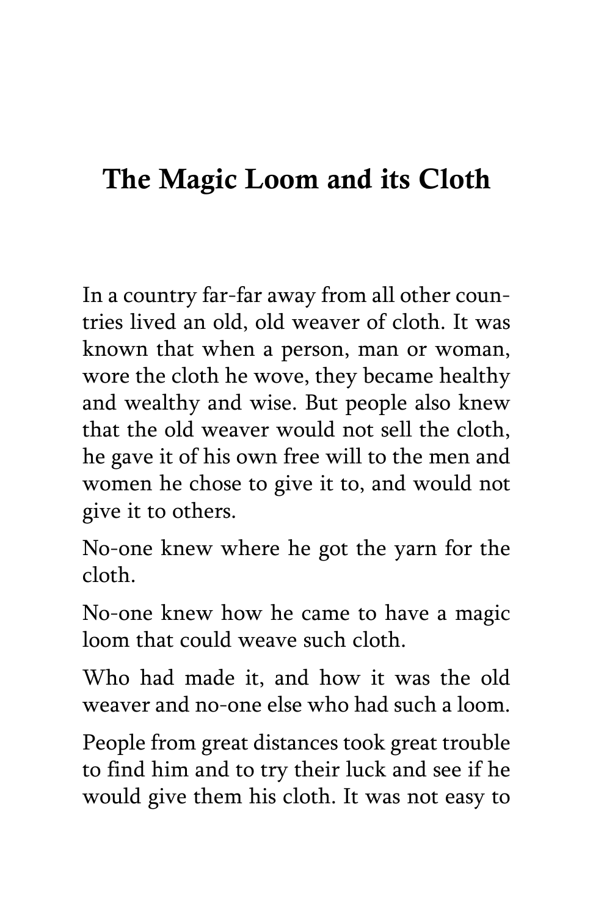# The Magic Loom and its Cloth

In a country far-far away from all other countries lived an old, old weaver of cloth. It was known that when a person, man or woman, wore the cloth he wove, they became healthy and wealthy and wise. But people also knew that the old weaver would not sell the cloth, he gave it of his own free will to the men and women he chose to give it to, and would not give it to others.

No-one knew where he got the yarn for the cloth.

No-one knew how he came to have a magic loom that could weave such cloth.

Who had made it, and how it was the old weaver and no-one else who had such a loom.

People from great distances took great trouble to find him and to try their luck and see if he would give them his cloth. It was not easy to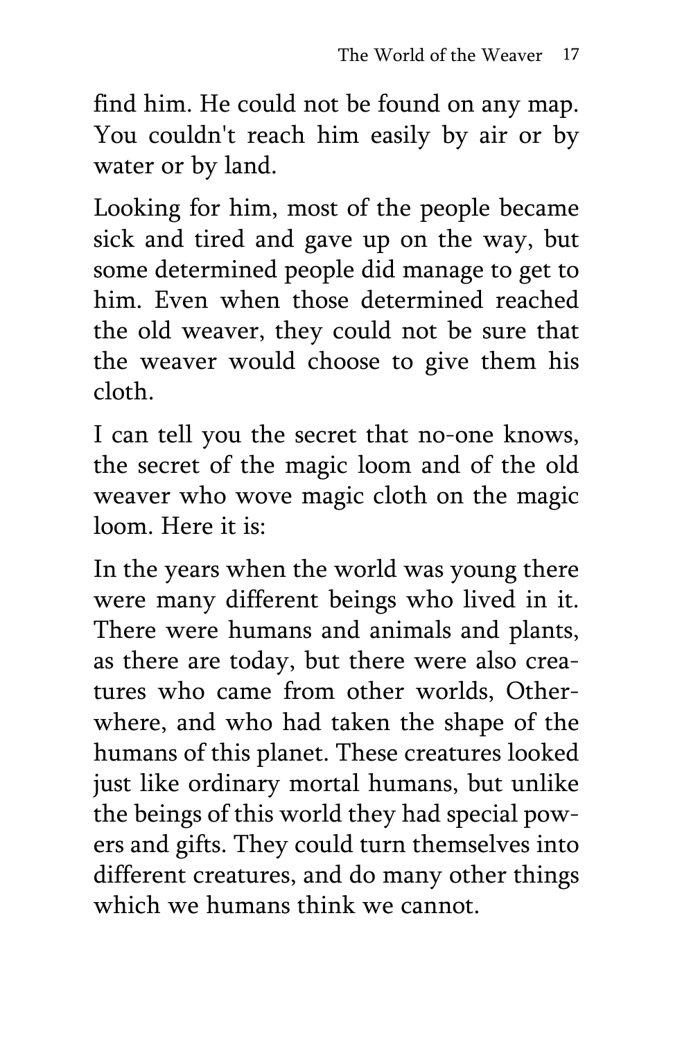find him. He could not be found on any map. You couldn't reach him easily by air or by water or by land.

Looking for him, most of the people became sick and tired and gave up on the way, but some determined people did manage to get to him. Even when those determined reached the old weaver, they could not be sure that the weaver would choose to give them his cloth.

I can tell you the secret that no-one knows, the secret of the magic loom and of the old weaver who wove magic cloth on the magic loom. Here it is:

In the years when the world was young there were many different beings who lived in it. There were humans and animals and plants, as there are today, but there were also creatures who came from other worlds, Otherwhere, and who had taken the shape of the humans of this planet. These creatures looked just like ordinary mortal humans, but unlike the beings of this world they had special powers and gifts. They could turn themselves into different creatures, and do many other things which we humans think we cannot.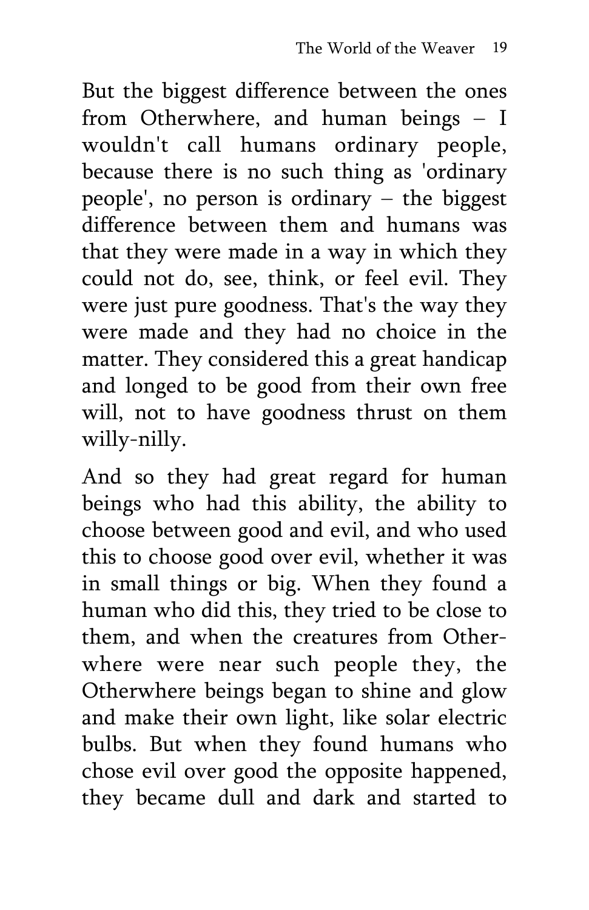But the biggest difference between the ones from Otherwhere, and human beings – I wouldn't call humans ordinary people, because there is no such thing as 'ordinary people', no person is ordinary – the biggest difference between them and humans was that they were made in a way in which they could not do, see, think, or feel evil. They were just pure goodness. That's the way they were made and they had no choice in the matter. They considered this a great handicap and longed to be good from their own free will, not to have goodness thrust on them willy-nilly.

And so they had great regard for human beings who had this ability, the ability to choose between good and evil, and who used this to choose good over evil, whether it was in small things or big. When they found a human who did this, they tried to be close to them, and when the creatures from Otherwhere were near such people they, the Otherwhere beings began to shine and glow and make their own light, like solar electric bulbs. But when they found humans who chose evil over good the opposite happened, they became dull and dark and started to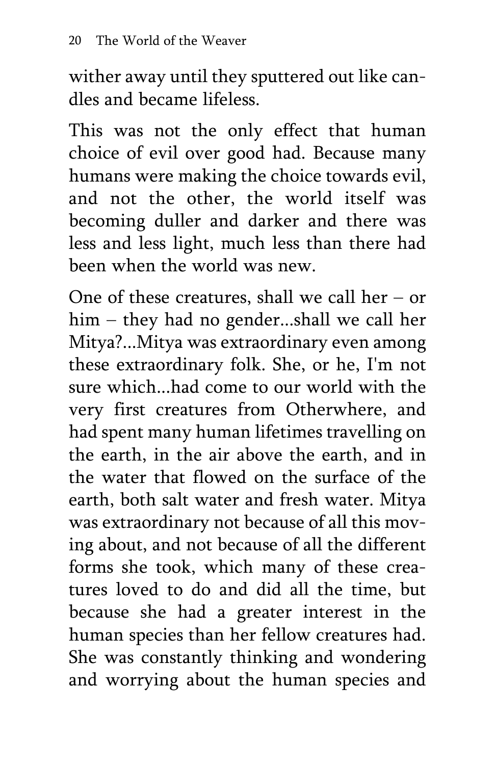wither away until they sputtered out like candles and became lifeless.

This was not the only effect that human choice of evil over good had. Because many humans were making the choice towards evil, and not the other, the world itself was becoming duller and darker and there was less and less light, much less than there had been when the world was new.

One of these creatures, shall we call her – or him – they had no gender...shall we call her Mitya?...Mitya was extraordinary even among these extraordinary folk. She, or he, I'm not sure which...had come to our world with the very first creatures from Otherwhere, and had spent many human lifetimes travelling on the earth, in the air above the earth, and in the water that flowed on the surface of the earth, both salt water and fresh water. Mitya was extraordinary not because of all this moving about, and not because of all the different forms she took, which many of these creatures loved to do and did all the time, but because she had a greater interest in the human species than her fellow creatures had. She was constantly thinking and wondering and worrying about the human species and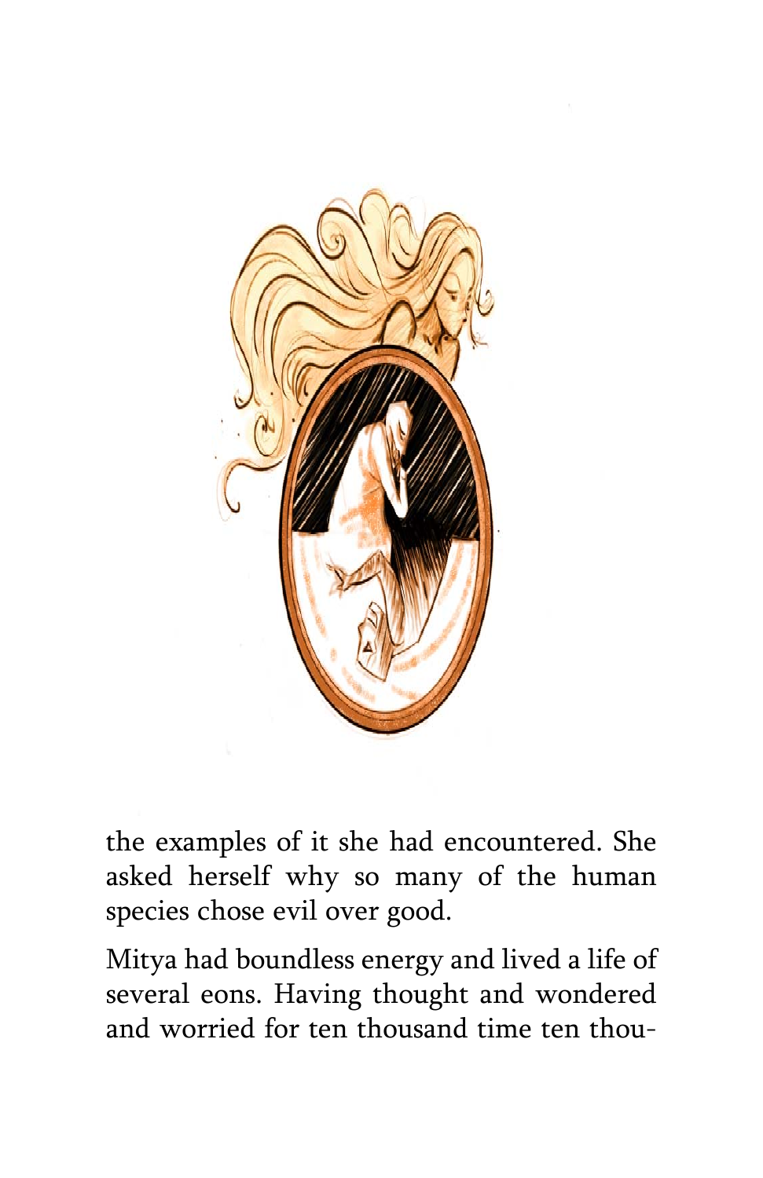the examples of it she had encountered. She asked herself why so many of the human species chose evil over good.

Mitya had boundless energy and lived a life of several eons. Having thought and wondered and worried for ten thousand time ten thou-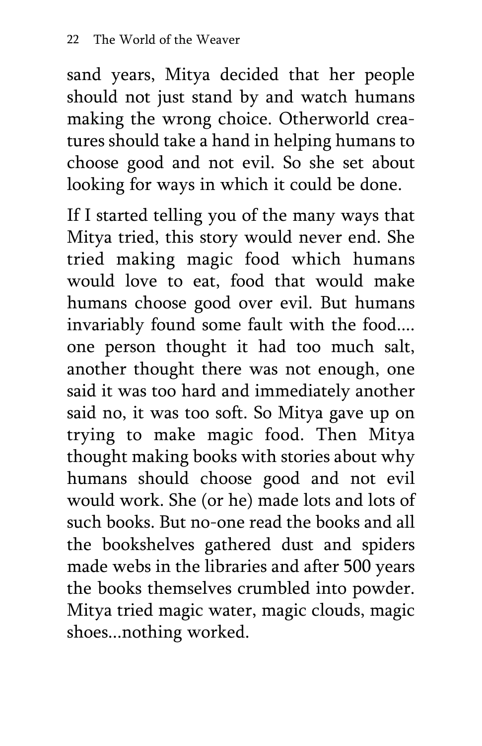sand years, Mitya decided that her people should not just stand by and watch humans making the wrong choice. Otherworld creatures should take a hand in helping humans to choose good and not evil. So she set about looking for ways in which it could be done.

If I started telling you of the many ways that Mitya tried, this story would never end. She tried making magic food which humans would love to eat, food that would make humans choose good over evil. But humans invariably found some fault with the food.... one person thought it had too much salt, another thought there was not enough, one said it was too hard and immediately another said no, it was too soft. So Mitya gave up on trying to make magic food. Then Mitya thought making books with stories about why humans should choose good and not evil would work. She (or he) made lots and lots of such books. But no-one read the books and all the bookshelves gathered dust and spiders made webs in the libraries and after 500 years the books themselves crumbled into powder. Mitya tried magic water, magic clouds, magic shoes...nothing worked.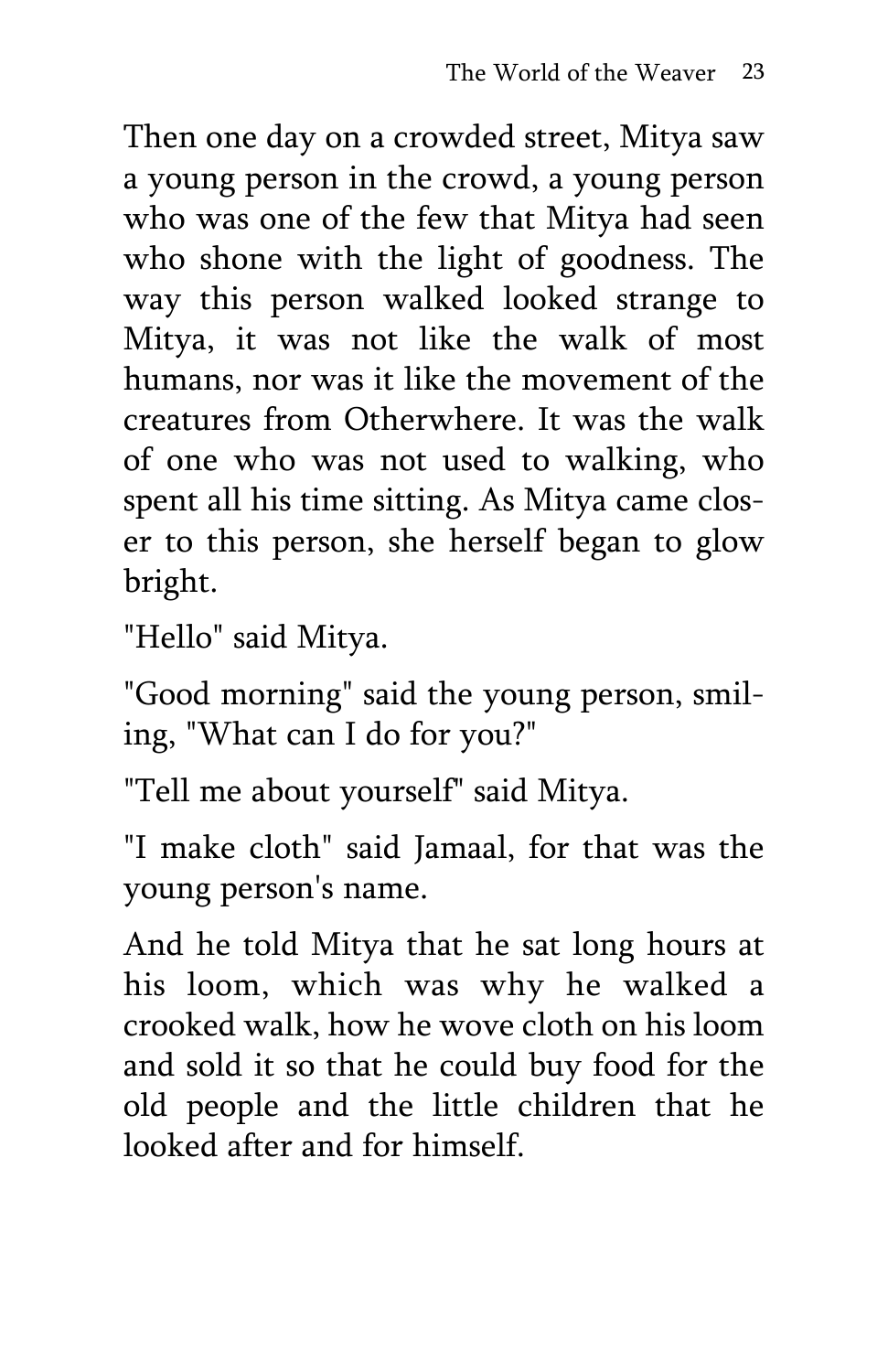Then one day on a crowded street, Mitya saw a young person in the crowd, a young person who was one of the few that Mitya had seen who shone with the light of goodness. The way this person walked looked strange to Mitya, it was not like the walk of most humans, nor was it like the movement of the creatures from Otherwhere. It was the walk of one who was not used to walking, who spent all his time sitting. As Mitya came closer to this person, she herself began to glow bright.

"Hello" said Mitya.

"Good morning" said the young person, smiling, "What can I do for you?"

"Tell me about yourself" said Mitya.

"I make cloth" said Jamaal, for that was the young person's name.

And he told Mitya that he sat long hours at his loom, which was why he walked a crooked walk, how he wove cloth on his loom and sold it so that he could buy food for the old people and the little children that he looked after and for himself.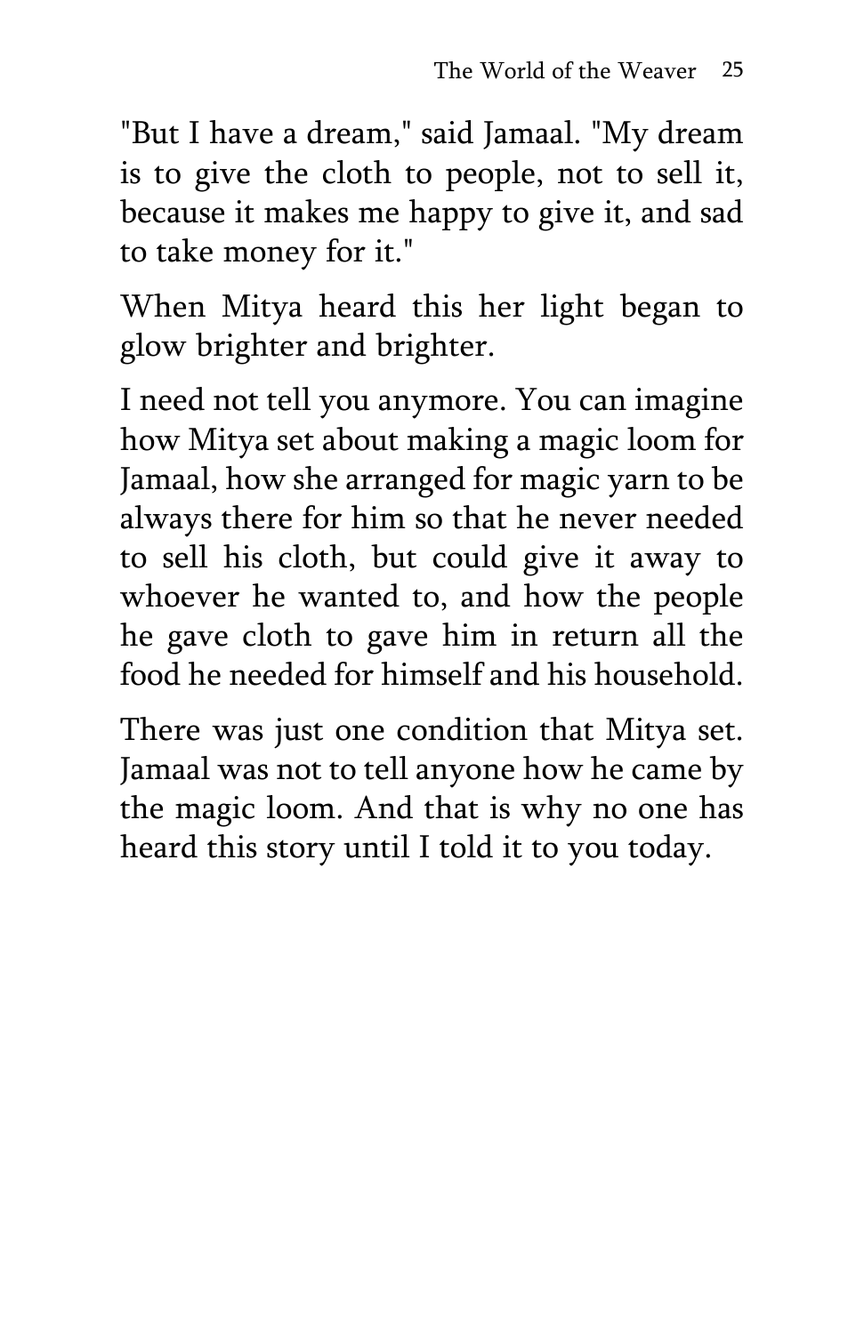"But I have a dream," said Jamaal. "My dream is to give the cloth to people, not to sell it, because it makes me happy to give it, and sad to take money for it."

When Mitya heard this her light began to glow brighter and brighter.

I need not tell you anymore. You can imagine how Mitya set about making a magic loom for Jamaal, how she arranged for magic yarn to be always there for him so that he never needed to sell his cloth, but could give it away to whoever he wanted to, and how the people he gave cloth to gave him in return all the food he needed for himself and his household.

There was just one condition that Mitya set. Jamaal was not to tell anyone how he came by the magic loom. And that is why no one has heard this story until I told it to you today.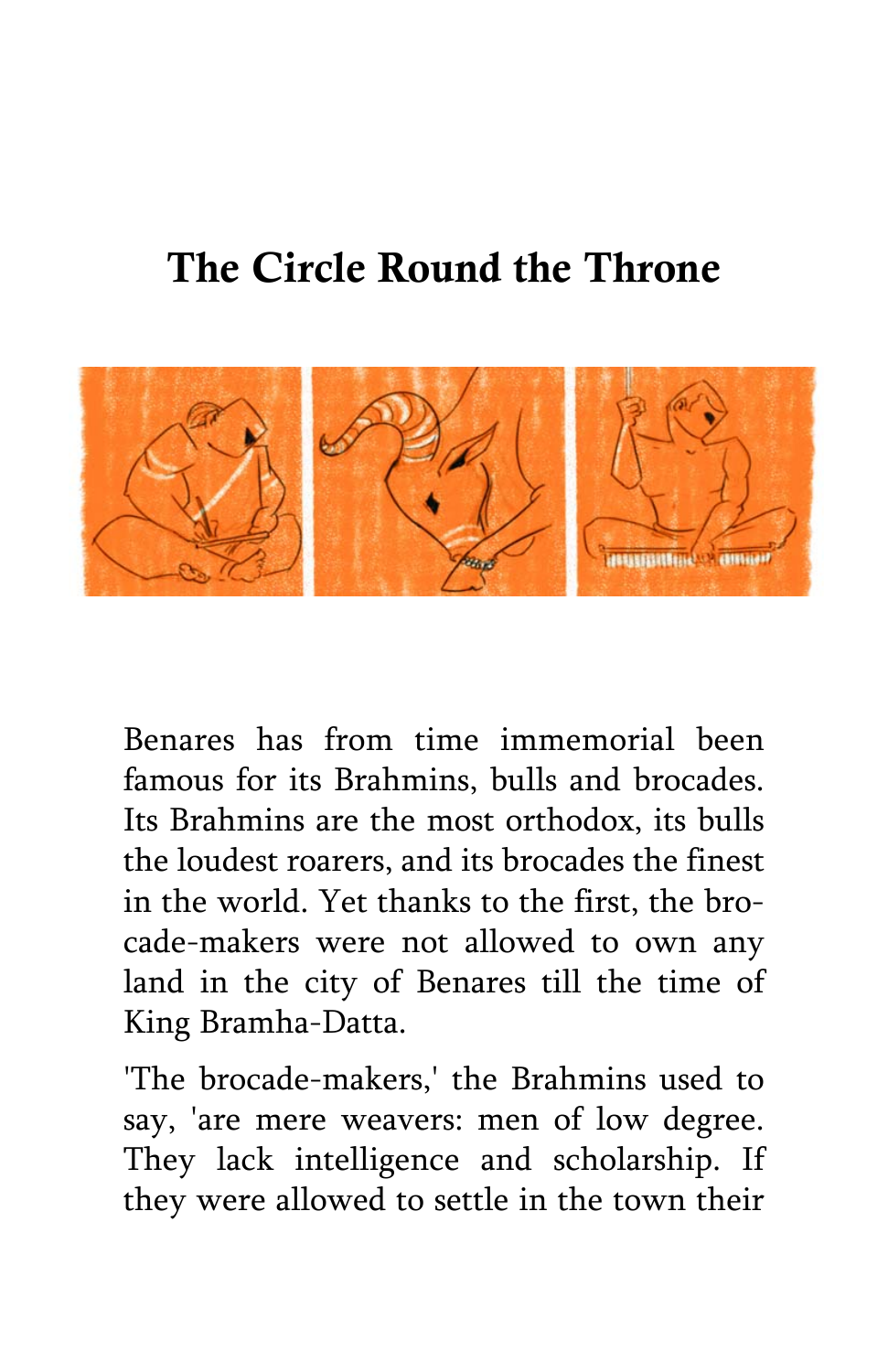# The Circle Round the Throne

Benares has from time immemorial been famous for its Brahmins, bulls and brocades. Its Brahmins are the most orthodox, its bulls the loudest roarers, and its brocades the finest in the world. Yet thanks to the first, the brocade-makers were not allowed to own any land in the city of Benares till the time of King Bramha-Datta.

'The brocade-makers,' the Brahmins used to say, 'are mere weavers: men of low degree. They lack intelligence and scholarship. If they were allowed to settle in the town their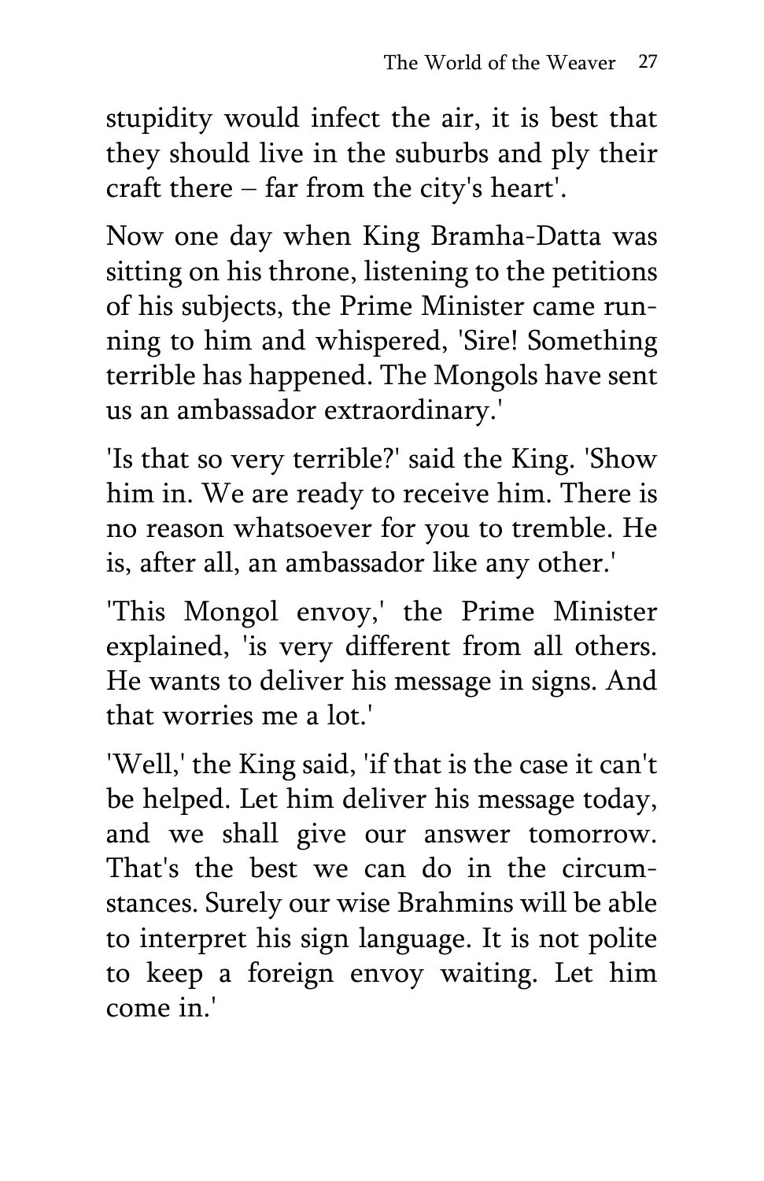stupidity would infect the air, it is best that they should live in the suburbs and ply their craft there – far from the city's heart'.

Now one day when King Bramha-Datta was sitting on his throne, listening to the petitions of his subjects, the Prime Minister came running to him and whispered, 'Sire! Something terrible has happened. The Mongols have sent us an ambassador extraordinary.'

'Is that so very terrible?' said the King. 'Show him in. We are ready to receive him. There is no reason whatsoever for you to tremble. He is, after all, an ambassador like any other.'

'This Mongol envoy,' the Prime Minister explained, 'is very different from all others. He wants to deliver his message in signs. And that worries me a lot.'

'Well,' the King said, 'if that is the case it can't be helped. Let him deliver his message today, and we shall give our answer tomorrow. That's the best we can do in the circumstances. Surely our wise Brahmins will be able to interpret his sign language. It is not polite to keep a foreign envoy waiting. Let him come in.'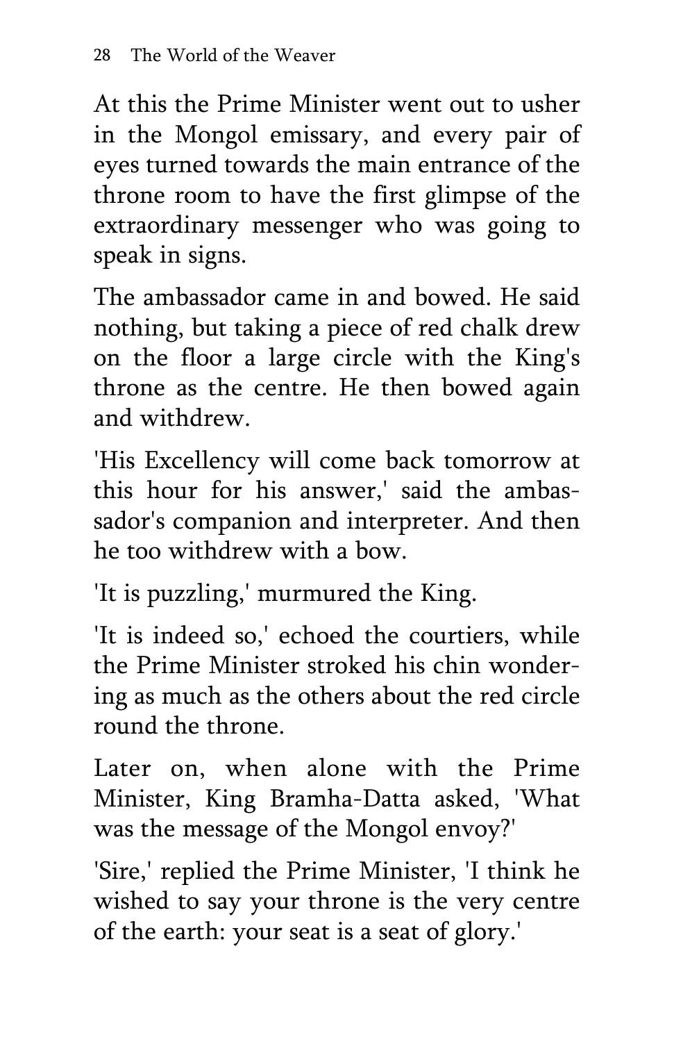At this the Prime Minister went out to usher in the Mongol emissary, and every pair of eyes turned towards the main entrance of the throne room to have the first glimpse of the extraordinary messenger who was going to speak in signs.

The ambassador came in and bowed. He said nothing, but taking a piece of red chalk drew on the floor a large circle with the King's throne as the centre. He then bowed again and withdrew.

'His Excellency will come back tomorrow at this hour for his answer,' said the ambassador's companion and interpreter. And then he too withdrew with a bow.

'It is puzzling,' murmured the King.

'It is indeed so,' echoed the courtiers, while the Prime Minister stroked his chin wondering as much as the others about the red circle round the throne.

Later on, when alone with the Prime Minister, King Bramha-Datta asked, 'What was the message of the Mongol envoy?'

'Sire,' replied the Prime Minister, 'I think he wished to say your throne is the very centre of the earth: your seat is a seat of glory.'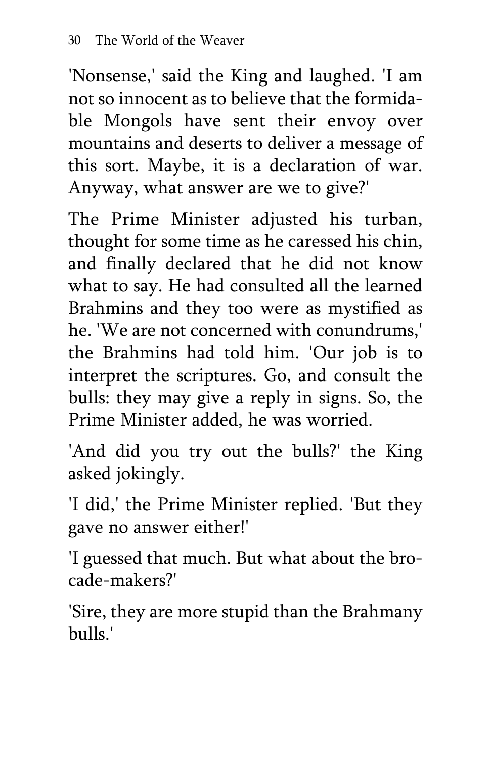'Nonsense,' said the King and laughed. 'I am not so innocent as to believe that the formidable Mongols have sent their envoy over mountains and deserts to deliver a message of this sort. Maybe, it is a declaration of war. Anyway, what answer are we to give?'

The Prime Minister adjusted his turban, thought for some time as he caressed his chin, and finally declared that he did not know what to say. He had consulted all the learned Brahmins and they too were as mystified as he. 'We are not concerned with conundrums,' the Brahmins had told him. 'Our job is to interpret the scriptures. Go, and consult the bulls: they may give a reply in signs. So, the Prime Minister added, he was worried.

'And did you try out the bulls?' the King asked jokingly.

'I did,' the Prime Minister replied. 'But they gave no answer either!'

'I guessed that much. But what about the brocade-makers?'

'Sire, they are more stupid than the Brahmany bulls.'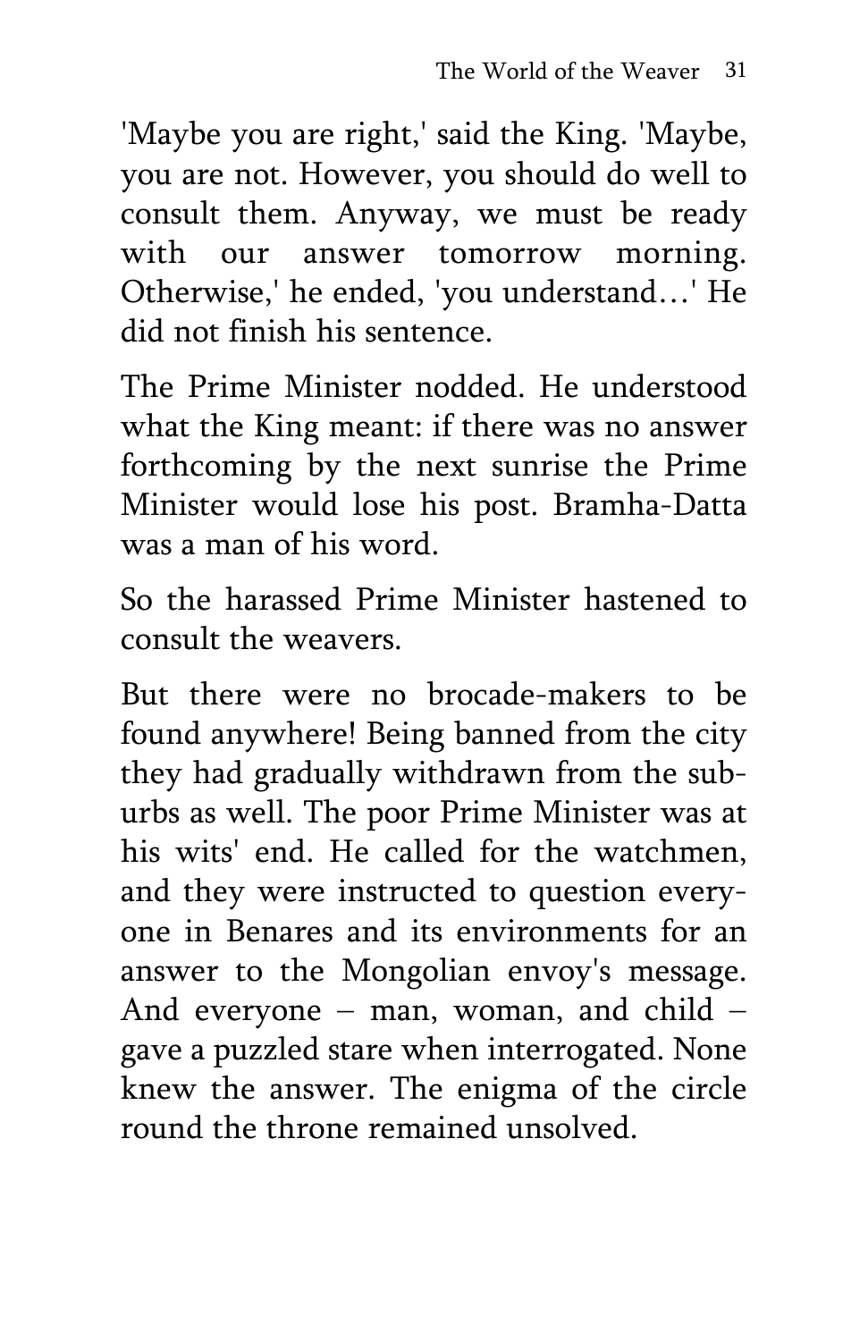'Maybe you are right,' said the King. 'Maybe, you are not. However, you should do well to consult them. Anyway, we must be ready with our answer tomorrow morning. Otherwise,' he ended, 'you understand…' He did not finish his sentence.

The Prime Minister nodded. He understood what the King meant: if there was no answer forthcoming by the next sunrise the Prime Minister would lose his post. Bramha-Datta was a man of his word.

So the harassed Prime Minister hastened to consult the weavers.

But there were no brocade-makers to be found anywhere! Being banned from the city they had gradually withdrawn from the suburbs as well. The poor Prime Minister was at his wits' end. He called for the watchmen, and they were instructed to question everyone in Benares and its environments for an answer to the Mongolian envoy's message. And everyone – man, woman, and child – gave a puzzled stare when interrogated. None knew the answer. The enigma of the circle round the throne remained unsolved.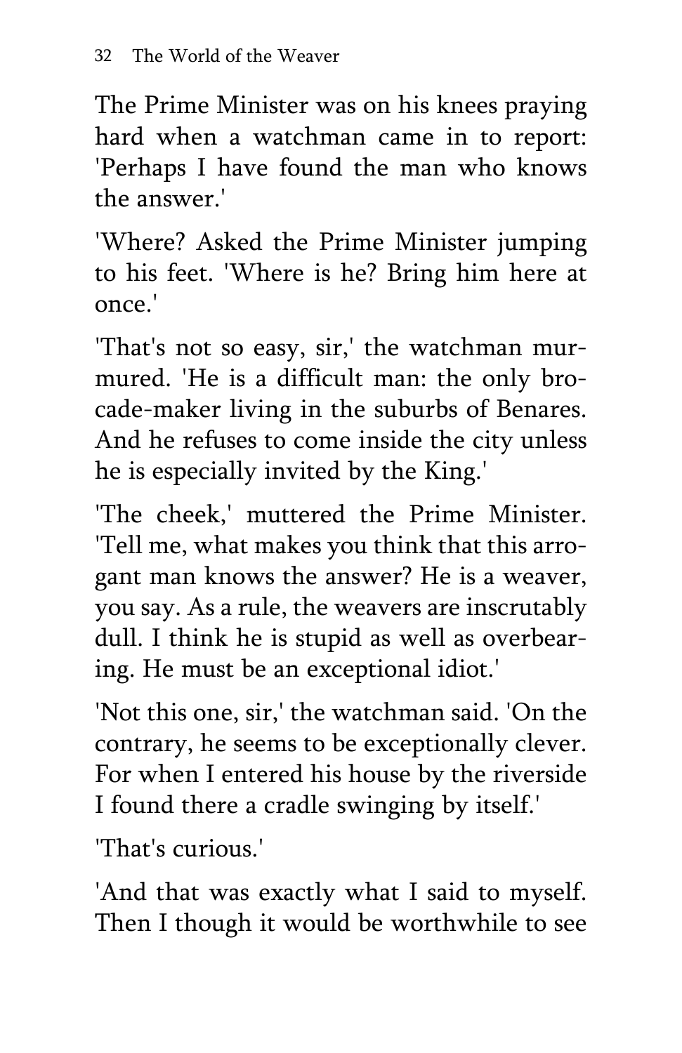The Prime Minister was on his knees praying hard when a watchman came in to report: 'Perhaps I have found the man who knows the answer.'

'Where? Asked the Prime Minister jumping to his feet. 'Where is he? Bring him here at once.'

'That's not so easy, sir,' the watchman murmured. 'He is a difficult man: the only brocade-maker living in the suburbs of Benares. And he refuses to come inside the city unless he is especially invited by the King.'

'The cheek,' muttered the Prime Minister. 'Tell me, what makes you think that this arrogant man knows the answer? He is a weaver, you say. As a rule, the weavers are inscrutably dull. I think he is stupid as well as overbearing. He must be an exceptional idiot.'

'Not this one, sir,' the watchman said. 'On the contrary, he seems to be exceptionally clever. For when I entered his house by the riverside I found there a cradle swinging by itself.'

'That's curious.'

'And that was exactly what I said to myself. Then I though it would be worthwhile to see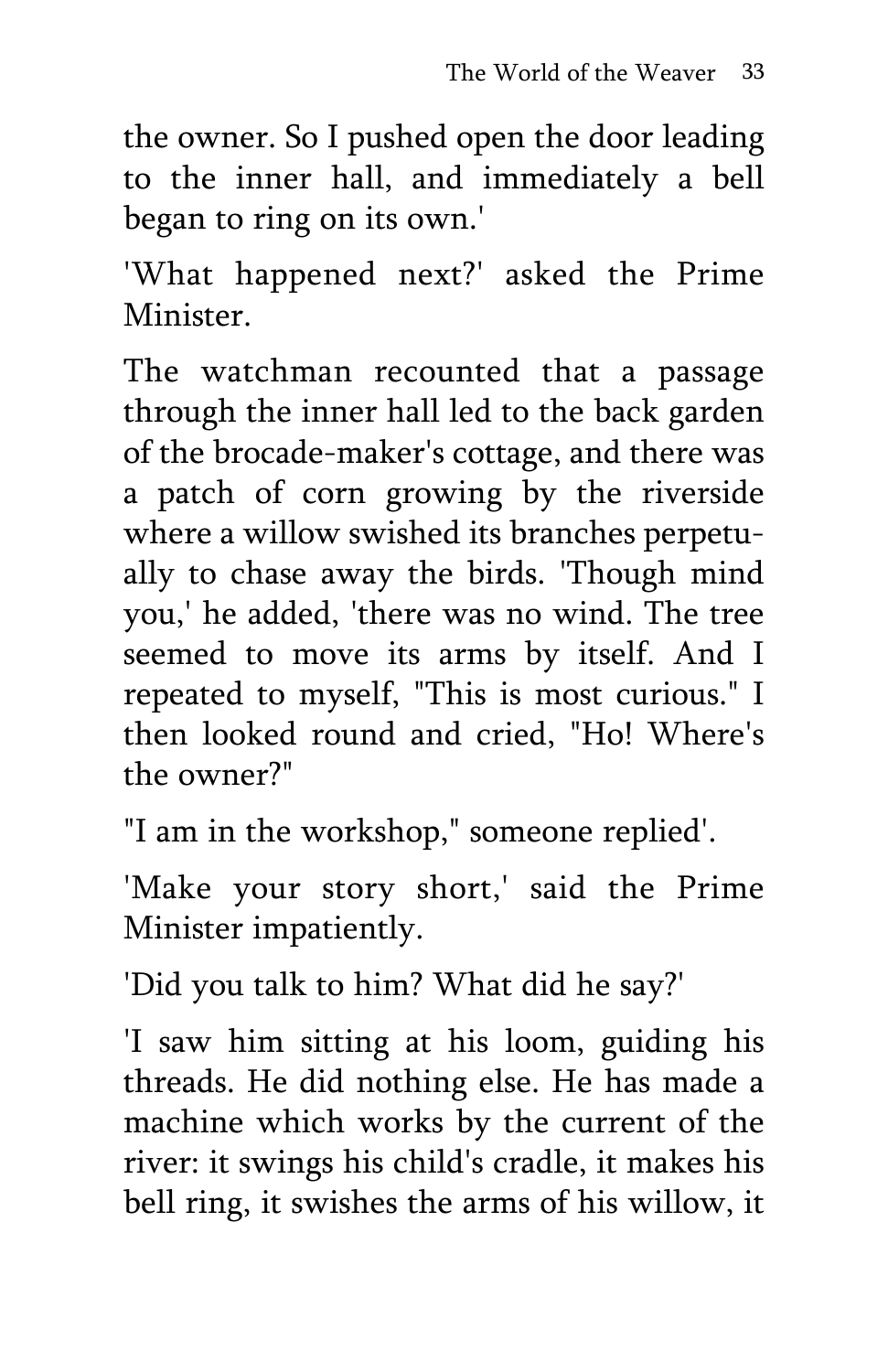the owner. So I pushed open the door leading to the inner hall, and immediately a bell began to ring on its own.'

'What happened next?' asked the Prime Minister.

The watchman recounted that a passage through the inner hall led to the back garden of the brocade-maker's cottage, and there was a patch of corn growing by the riverside where a willow swished its branches perpetually to chase away the birds. 'Though mind you,' he added, 'there was no wind. The tree seemed to move its arms by itself. And I repeated to myself, "This is most curious." I then looked round and cried, "Ho! Where's the owner?"

"I am in the workshop," someone replied'.

'Make your story short,' said the Prime Minister impatiently.

'Did you talk to him? What did he say?'

'I saw him sitting at his loom, guiding his threads. He did nothing else. He has made a machine which works by the current of the river: it swings his child's cradle, it makes his bell ring, it swishes the arms of his willow, it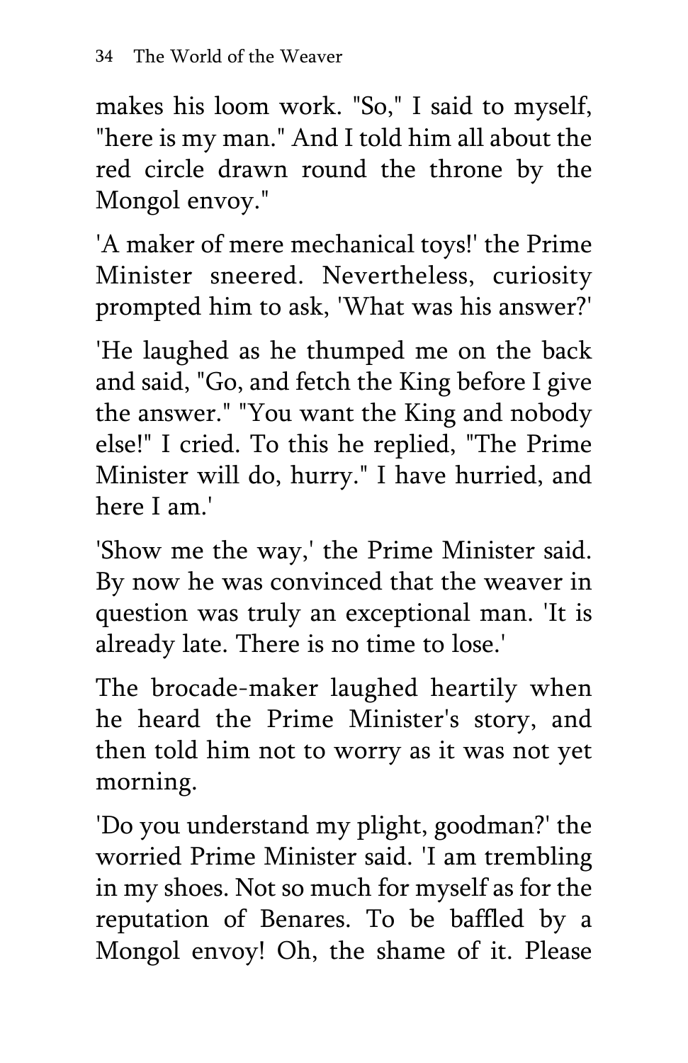makes his loom work. "So," I said to myself, "here is my man." And I told him all about the red circle drawn round the throne by the Mongol envoy."

'A maker of mere mechanical toys!' the Prime Minister sneered. Nevertheless, curiosity prompted him to ask, 'What was his answer?'

'He laughed as he thumped me on the back and said, "Go, and fetch the King before I give the answer." "You want the King and nobody else!" I cried. To this he replied, "The Prime Minister will do, hurry." I have hurried, and here I am.'

'Show me the way,' the Prime Minister said. By now he was convinced that the weaver in question was truly an exceptional man. 'It is already late. There is no time to lose.'

The brocade-maker laughed heartily when he heard the Prime Minister's story, and then told him not to worry as it was not yet morning.

'Do you understand my plight, goodman?' the worried Prime Minister said. 'I am trembling in my shoes. Not so much for myself as for the reputation of Benares. To be baffled by a Mongol envoy! Oh, the shame of it. Please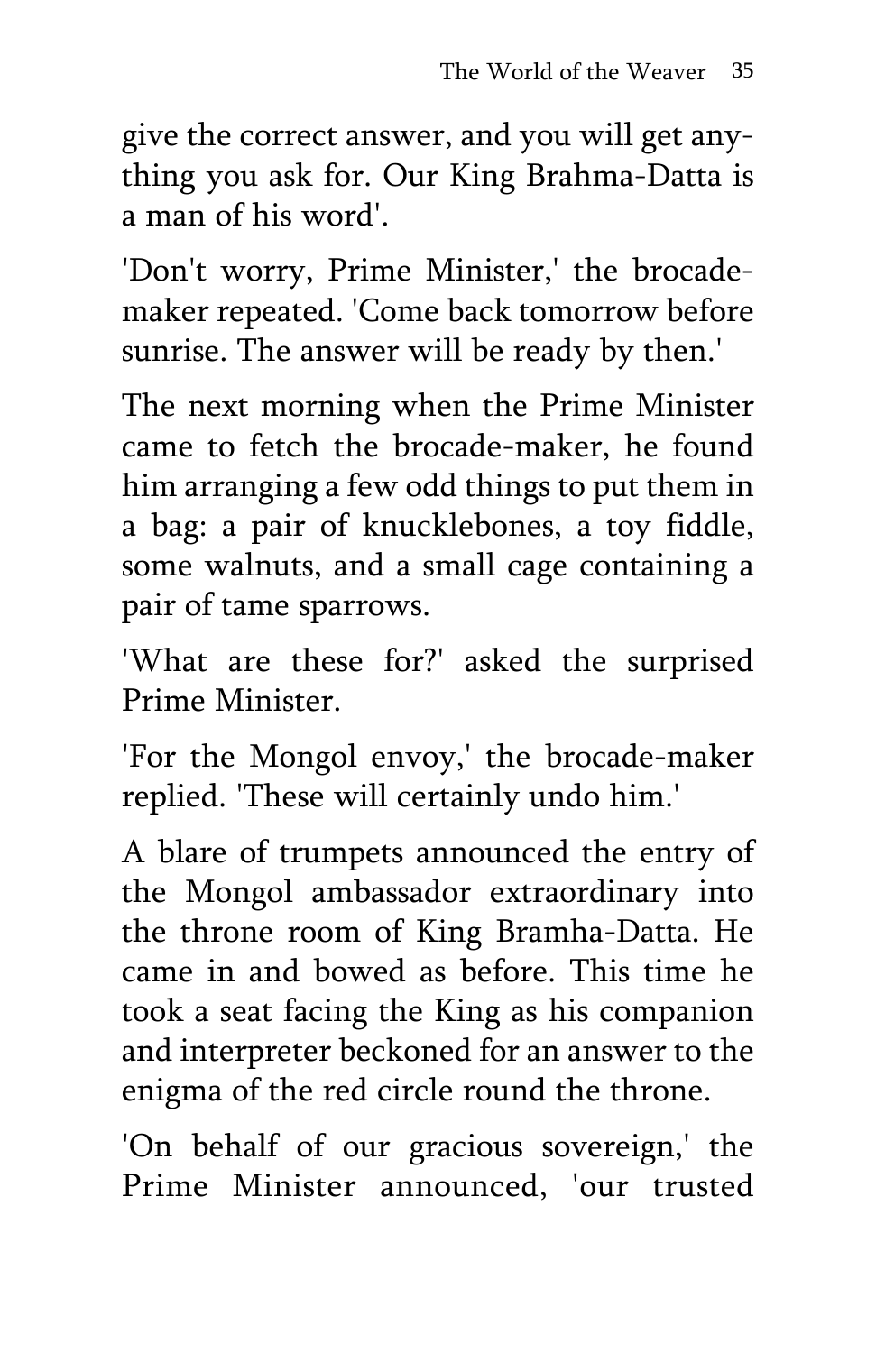give the correct answer, and you will get anything you ask for. Our King Brahma-Datta is a man of his word'.

'Don't worry, Prime Minister,' the brocade-maker repeated. 'Come back tomorrow before sunrise. The answer will be ready by then.'

The next morning when the Prime Minister came to fetch the brocade-maker, he found him arranging a few odd things to put them in a bag: a pair of knucklebones, a toy fiddle, some walnuts, and a small cage containing a pair of tame sparrows.

'What are these for?' asked the surprised Prime Minister.

'For the Mongol envoy,' the brocade-maker replied. 'These will certainly undo him.'

A blare of trumpets announced the entry of the Mongol ambassador extraordinary into the throne room of King Bramha-Datta. He came in and bowed as before. This time he took a seat facing the King as his companion and interpreter beckoned for an answer to the enigma of the red circle round the throne.

'On behalf of our gracious sovereign,' the Prime Minister announced, 'our trusted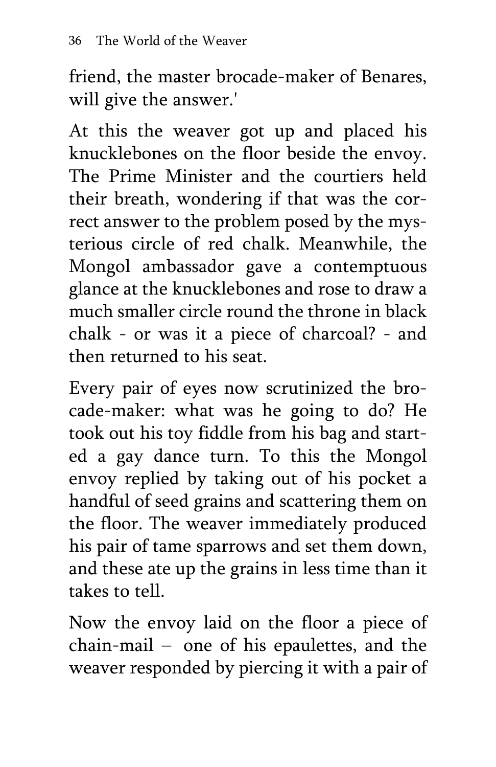friend, the master brocade-maker of Benares, will give the answer.'

At this the weaver got up and placed his knucklebones on the floor beside the envoy. The Prime Minister and the courtiers held their breath, wondering if that was the correct answer to the problem posed by the mysterious circle of red chalk. Meanwhile, the Mongol ambassador gave a contemptuous glance at the knucklebones and rose to draw a much smaller circle round the throne in black chalk - or was it a piece of charcoal? - and then returned to his seat.

Every pair of eyes now scrutinized the brocade-maker: what was he going to do? He took out his toy fiddle from his bag and started a gay dance turn. To this the Mongol envoy replied by taking out of his pocket a handful of seed grains and scattering them on the floor. The weaver immediately produced his pair of tame sparrows and set them down, and these ate up the grains in less time than it takes to tell.

Now the envoy laid on the floor a piece of chain-mail – one of his epaulettes, and the weaver responded by piercing it with a pair of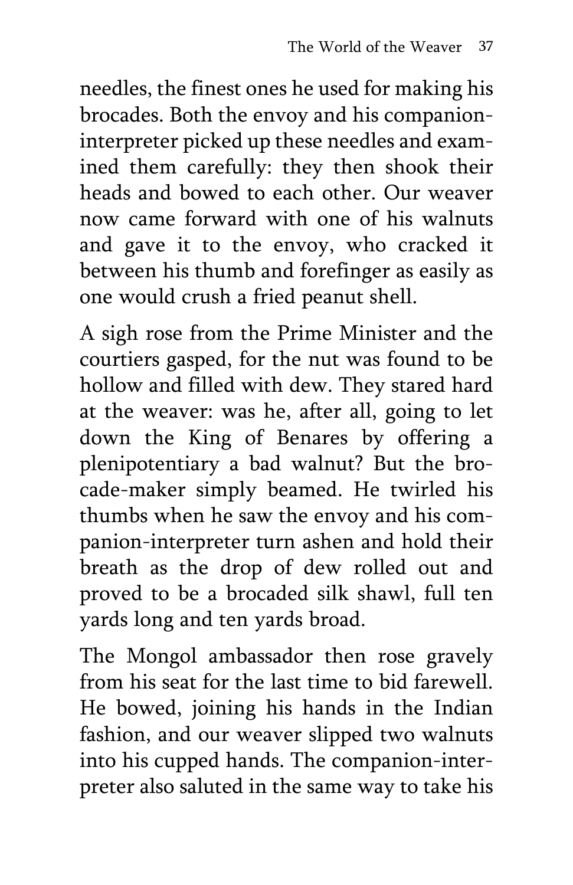needles, the finest ones he used for making his brocades. Both the envoy and his companion-interpreter picked up these needles and examined them carefully: they then shook their heads and bowed to each other. Our weaver now came forward with one of his walnuts and gave it to the envoy, who cracked it between his thumb and forefinger as easily as one would crush a fried peanut shell.

A sigh rose from the Prime Minister and the courtiers gasped, for the nut was found to be hollow and filled with dew. They stared hard at the weaver: was he, after all, going to let down the King of Benares by offering a plenipotentiary a bad walnut? But the brocade-maker simply beamed. He twirled his thumbs when he saw the envoy and his companion-interpreter turn ashen and hold their breath as the drop of dew rolled out and proved to be a brocaded silk shawl, full ten yards long and ten yards broad.

The Mongol ambassador then rose gravely from his seat for the last time to bid farewell. He bowed, joining his hands in the Indian fashion, and our weaver slipped two walnuts into his cupped hands. The companion-interpreter also saluted in the same way to take his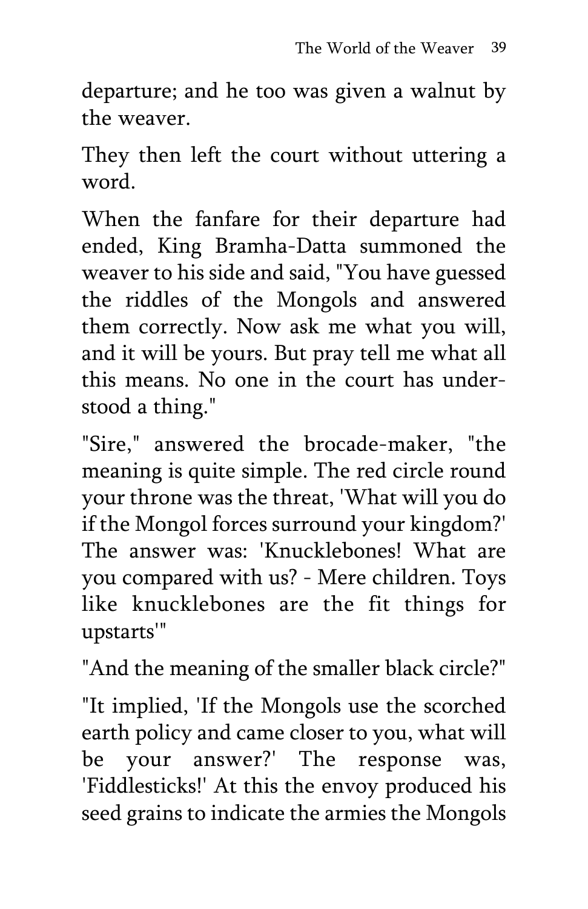departure; and he too was given a walnut by the weaver.

They then left the court without uttering a word.

When the fanfare for their departure had ended, King Bramha-Datta summoned the weaver to his side and said, "You have guessed the riddles of the Mongols and answered them correctly. Now ask me what you will, and it will be yours. But pray tell me what all this means. No one in the court has understood a thing."

"Sire," answered the brocade-maker, "the meaning is quite simple. The red circle round your throne was the threat, 'What will you do if the Mongol forces surround your kingdom?' The answer was: 'Knucklebones! What are you compared with us? - Mere children. Toys like knucklebones are the fit things for upstarts'"

"And the meaning of the smaller black circle?"

"It implied, 'If the Mongols use the scorched earth policy and came closer to you, what will be your answer?' The response was, 'Fiddlesticks!' At this the envoy produced his seed grains to indicate the armies the Mongols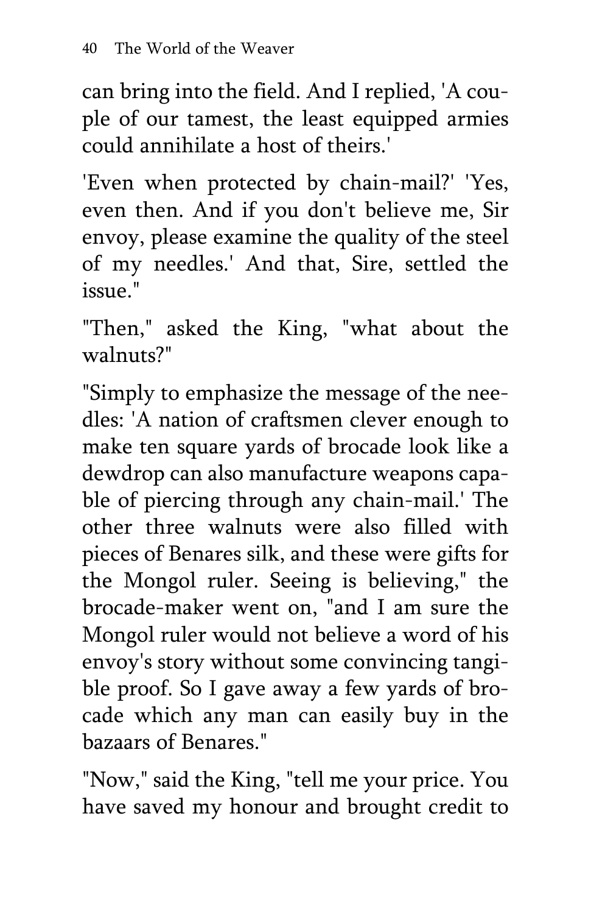can bring into the field. And I replied, 'A couple of our tamest, the least equipped armies could annihilate a host of theirs.'

'Even when protected by chain-mail?' 'Yes, even then. And if you don't believe me, Sir envoy, please examine the quality of the steel of my needles.' And that, Sire, settled the issue."

"Then," asked the King, "what about the walnuts?"

"Simply to emphasize the message of the needles: 'A nation of craftsmen clever enough to make ten square yards of brocade look like a dewdrop can also manufacture weapons capable of piercing through any chain-mail.' The other three walnuts were also filled with pieces of Benares silk, and these were gifts for the Mongol ruler. Seeing is believing," the brocade-maker went on, "and I am sure the Mongol ruler would not believe a word of his envoy's story without some convincing tangible proof. So I gave away a few yards of brocade which any man can easily buy in the bazaars of Benares."

"Now," said the King, "tell me your price. You have saved my honour and brought credit to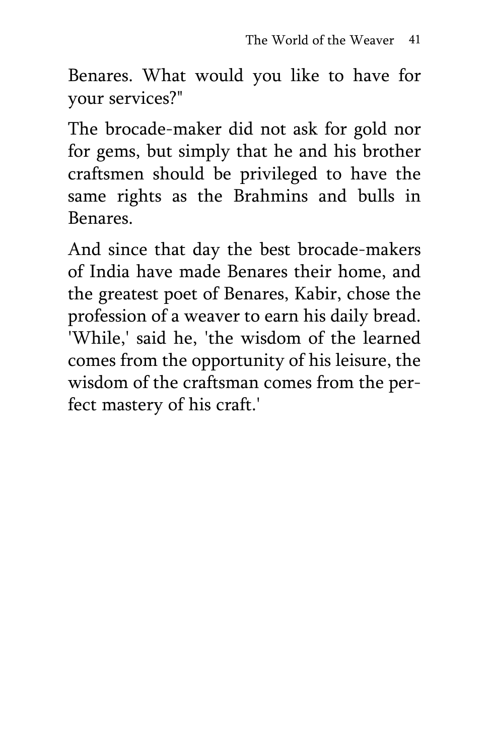Benares. What would you like to have for your services?"

The brocade-maker did not ask for gold nor for gems, but simply that he and his brother craftsmen should be privileged to have the same rights as the Brahmins and bulls in Benares.

And since that day the best brocade-makers of India have made Benares their home, and the greatest poet of Benares, Kabir, chose the profession of a weaver to earn his daily bread. 'While,' said he, 'the wisdom of the learned comes from the opportunity of his leisure, the wisdom of the craftsman comes from the perfect mastery of his craft.'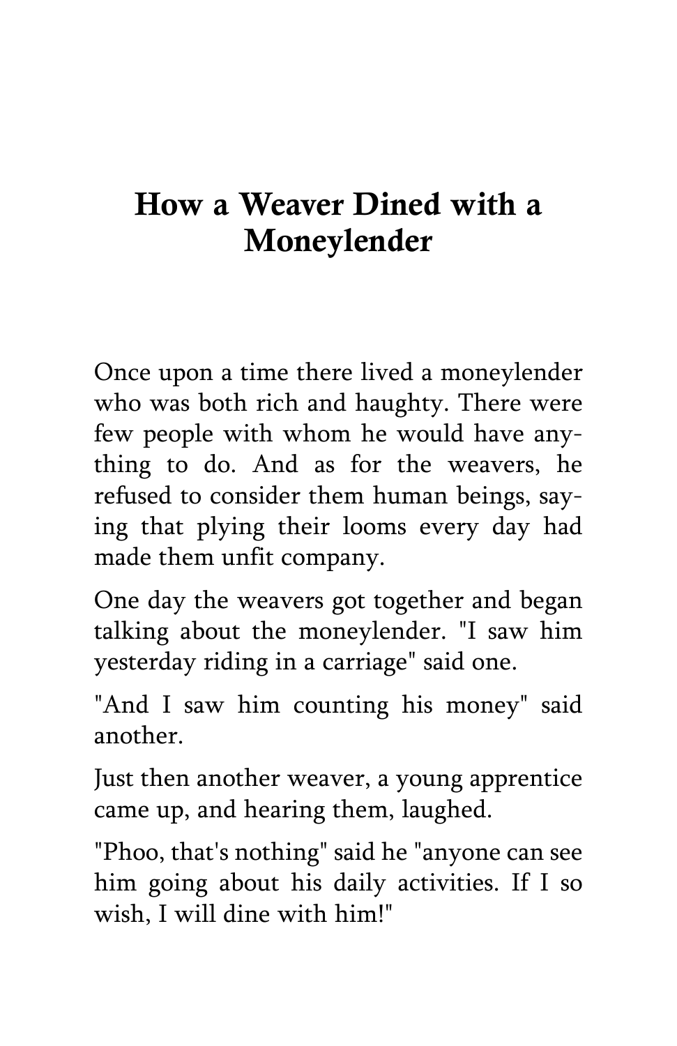# How a Weaver Dined with a Moneylender

Once upon a time there lived a moneylender who was both rich and haughty. There were few people with whom he would have anything to do. And as for the weavers, he refused to consider them human beings, saying that plying their looms every day had made them unfit company.

One day the weavers got together and began talking about the moneylender. "I saw him yesterday riding in a carriage" said one.

"And I saw him counting his money" said another.

Just then another weaver, a young apprentice came up, and hearing them, laughed.

"Phoo, that's nothing" said he "anyone can see him going about his daily activities. If I so wish, I will dine with him!"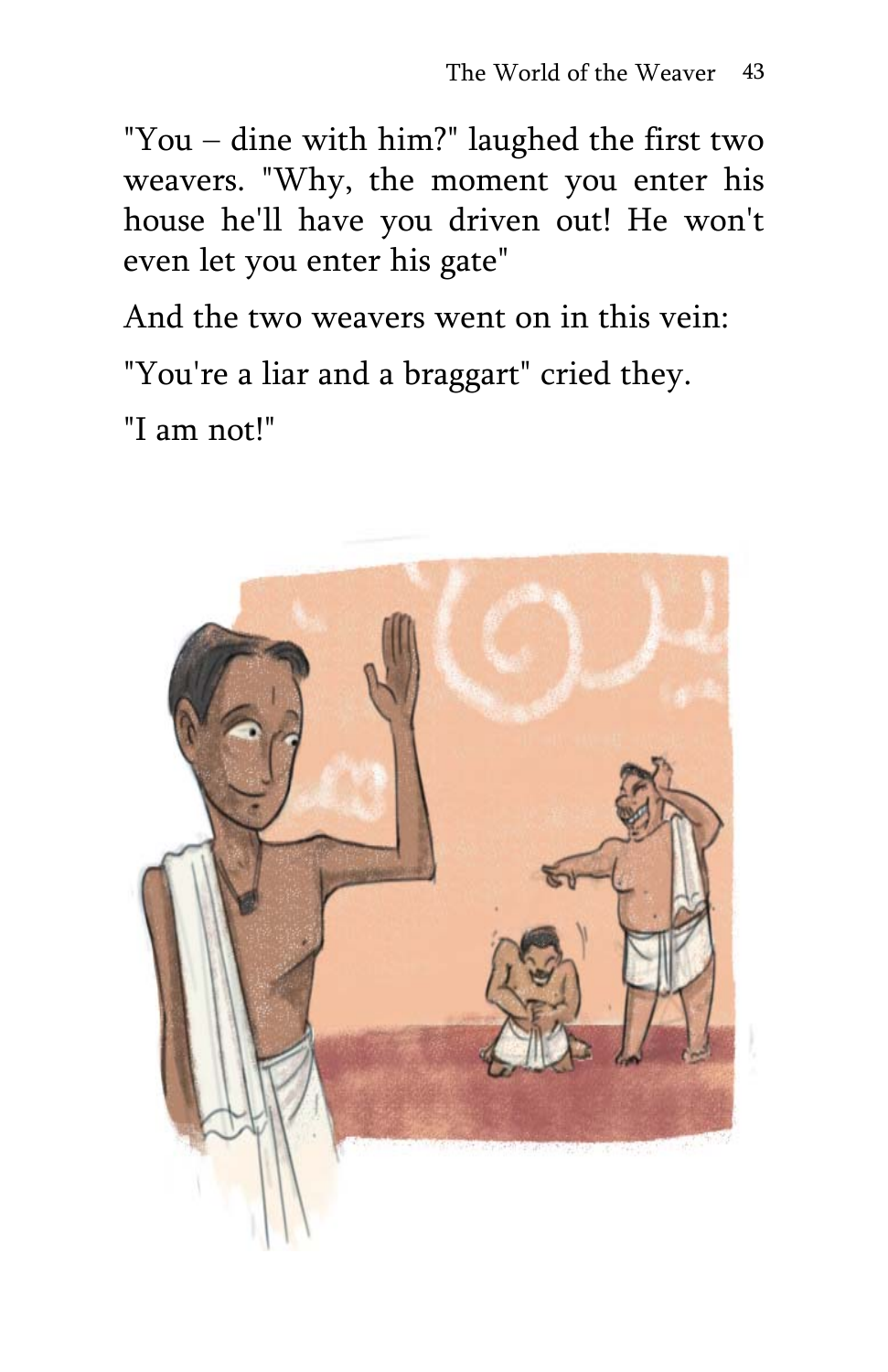"You – dine with him?" laughed the first two weavers. "Why, the moment you enter his house he'll have you driven out! He won't even let you enter his gate"

And the two weavers went on in this vein:

"You're a liar and a braggart" cried they.

"I am not!"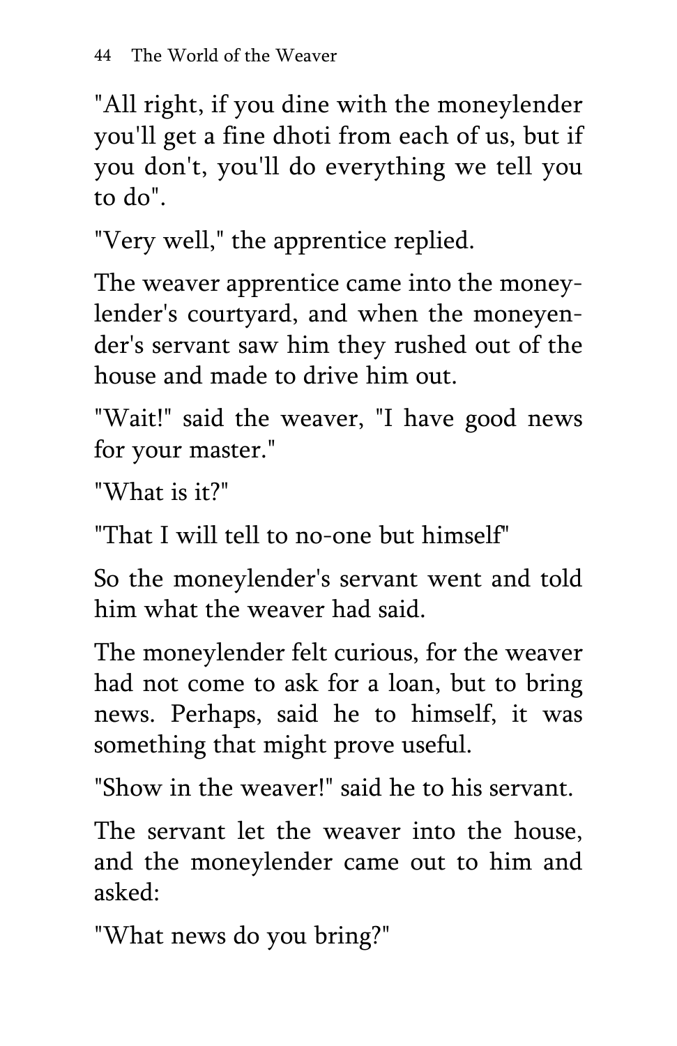"All right, if you dine with the moneylender you'll get a fine dhoti from each of us, but if you don't, you'll do everything we tell you to do".

"Very well," the apprentice replied.

The weaver apprentice came into the moneylender's courtyard, and when the moneyender's servant saw him they rushed out of the house and made to drive him out.

"Wait!" said the weaver, "I have good news for your master."

"What is it?"

"That I will tell to no-one but himself"

So the moneylender's servant went and told him what the weaver had said.

The moneylender felt curious, for the weaver had not come to ask for a loan, but to bring news. Perhaps, said he to himself, it was something that might prove useful.

"Show in the weaver!" said he to his servant.

The servant let the weaver into the house, and the moneylender came out to him and asked:

"What news do you bring?"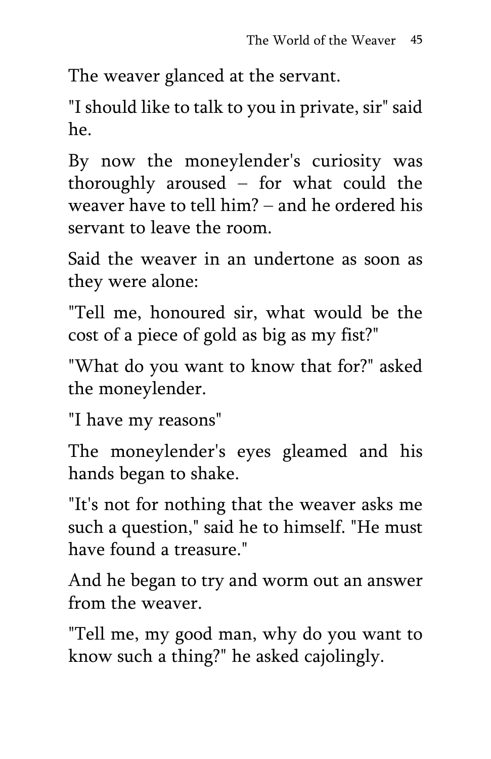The weaver glanced at the servant.

"I should like to talk to you in private, sir" said he.

By now the moneylender's curiosity was thoroughly aroused – for what could the weaver have to tell him? – and he ordered his servant to leave the room.

Said the weaver in an undertone as soon as they were alone:

"Tell me, honoured sir, what would be the cost of a piece of gold as big as my fist?"

"What do you want to know that for?" asked the moneylender.

"I have my reasons"

The moneylender's eyes gleamed and his hands began to shake.

"It's not for nothing that the weaver asks me such a question," said he to himself. "He must have found a treasure."

And he began to try and worm out an answer from the weaver.

"Tell me, my good man, why do you want to know such a thing?" he asked cajolingly.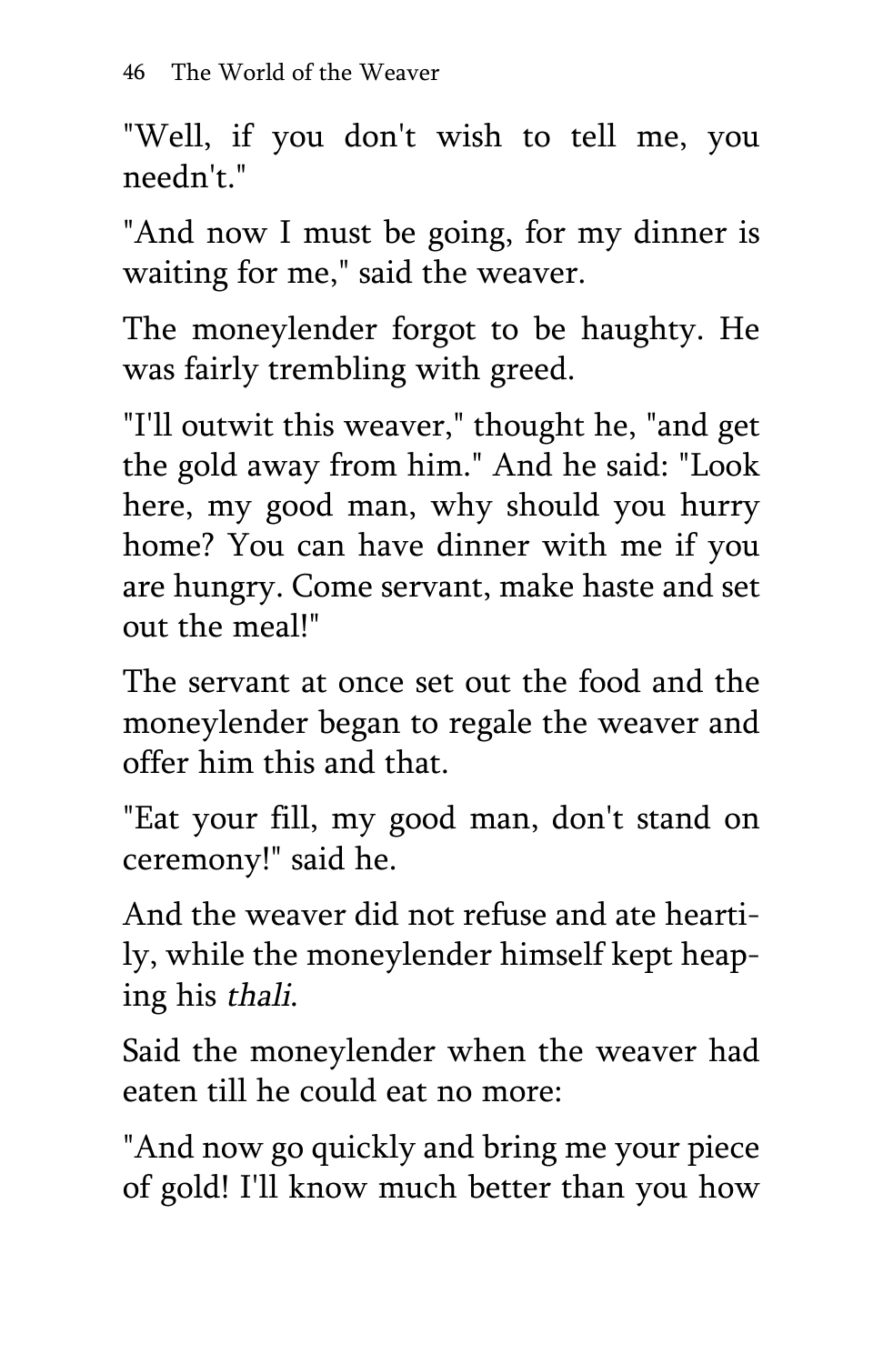"Well, if you don't wish to tell me, you needn't."

"And now I must be going, for my dinner is waiting for me," said the weaver.

The moneylender forgot to be haughty. He was fairly trembling with greed.

"I'll outwit this weaver," thought he, "and get the gold away from him." And he said: "Look here, my good man, why should you hurry home? You can have dinner with me if you are hungry. Come servant, make haste and set out the meal!"

The servant at once set out the food and the moneylender began to regale the weaver and offer him this and that.

"Eat your fill, my good man, don't stand on ceremony!" said he.

And the weaver did not refuse and ate heartily, while the moneylender himself kept heaping his *thali*.

Said the moneylender when the weaver had eaten till he could eat no more:

"And now go quickly and bring me your piece of gold! I'll know much better than you how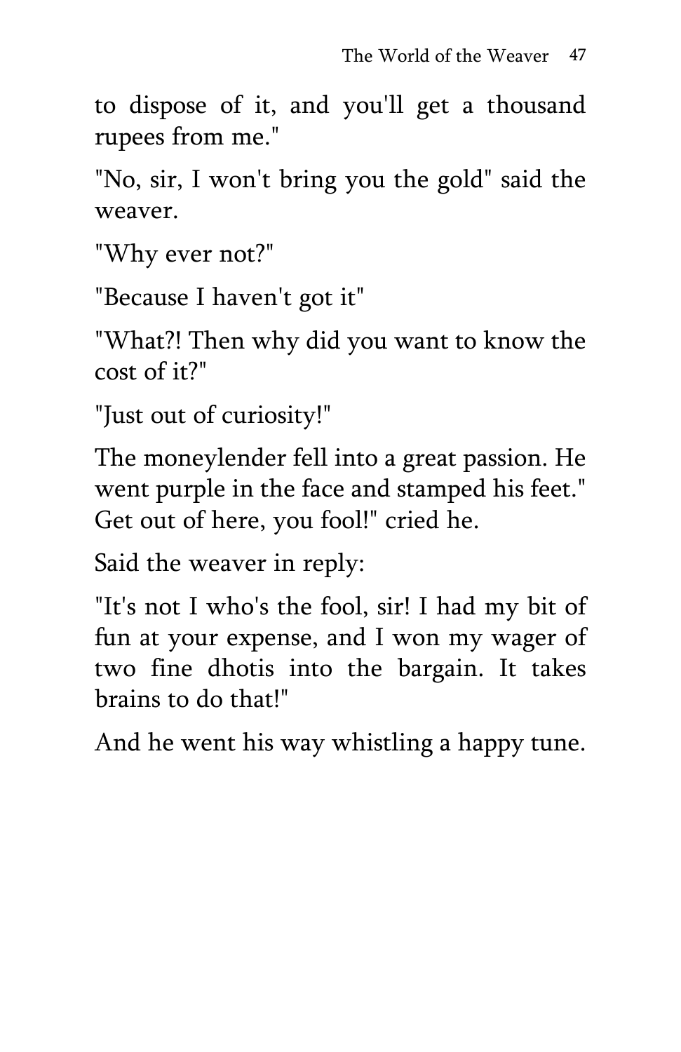to dispose of it, and you'll get a thousand rupees from me."

"No, sir, I won't bring you the gold" said the weaver.

"Why ever not?"

"Because I haven't got it"

"What?! Then why did you want to know the cost of it?"

"Just out of curiosity!"

The moneylender fell into a great passion. He went purple in the face and stamped his feet." Get out of here, you fool!" cried he.

Said the weaver in reply:

"It's not I who's the fool, sir! I had my bit of fun at your expense, and I won my wager of two fine dhotis into the bargain. It takes brains to do that!"

And he went his way whistling a happy tune.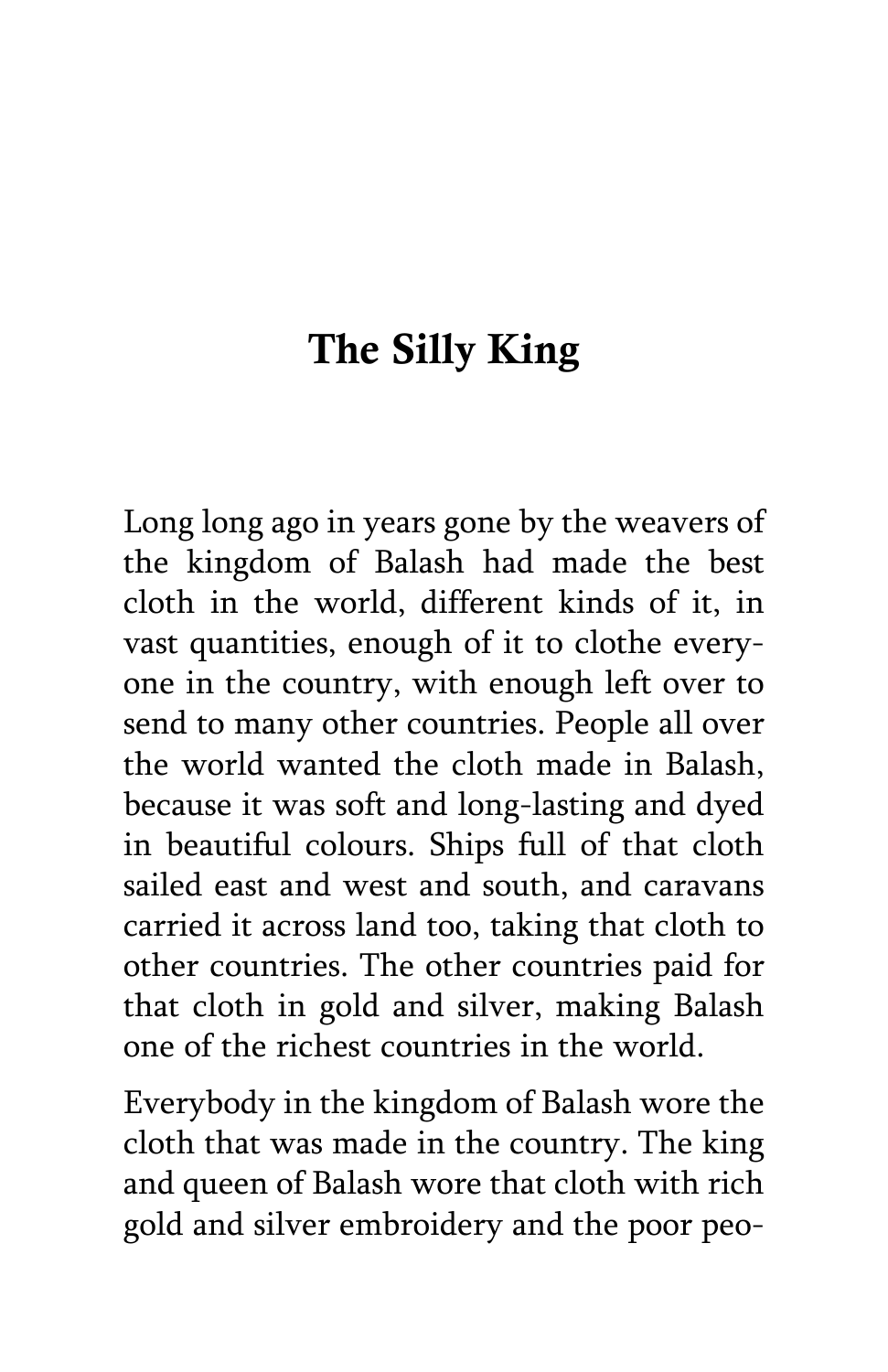## The Silly King

Long long ago in years gone by the weavers of the kingdom of Balash had made the best cloth in the world, different kinds of it, in vast quantities, enough of it to clothe everyone in the country, with enough left over to send to many other countries. People all over the world wanted the cloth made in Balash, because it was soft and long-lasting and dyed in beautiful colours. Ships full of that cloth sailed east and west and south, and caravans carried it across land too, taking that cloth to other countries. The other countries paid for that cloth in gold and silver, making Balash one of the richest countries in the world.

Everybody in the kingdom of Balash wore the cloth that was made in the country. The king and queen of Balash wore that cloth with rich gold and silver embroidery and the poor peo-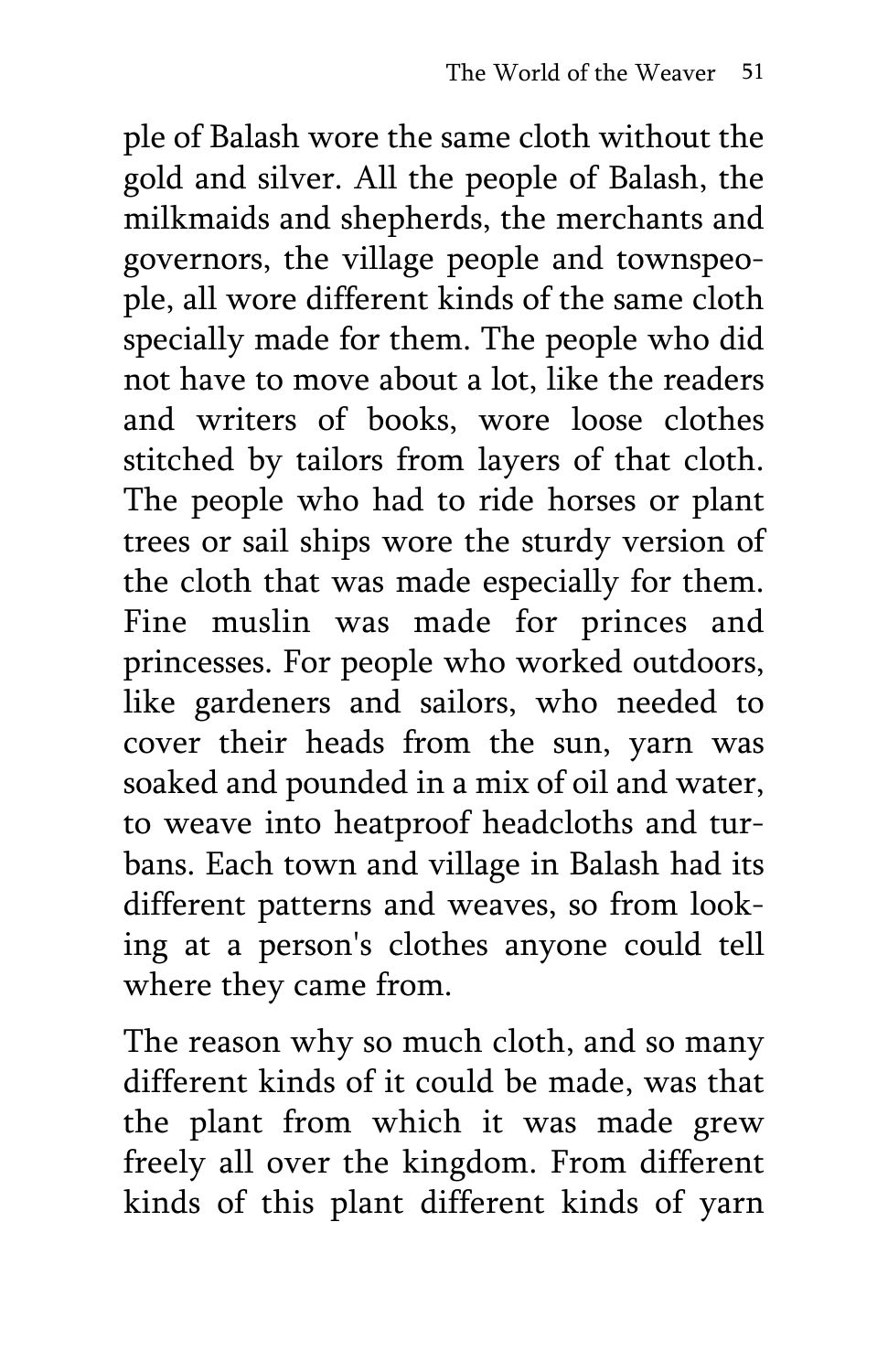ple of Balash wore the same cloth without the gold and silver. All the people of Balash, the milkmaids and shepherds, the merchants and governors, the village people and townspeople, all wore different kinds of the same cloth specially made for them. The people who did not have to move about a lot, like the readers and writers of books, wore loose clothes stitched by tailors from layers of that cloth. The people who had to ride horses or plant trees or sail ships wore the sturdy version of the cloth that was made especially for them. Fine muslin was made for princes and princesses. For people who worked outdoors, like gardeners and sailors, who needed to cover their heads from the sun, yarn was soaked and pounded in a mix of oil and water, to weave into heatproof headcloths and turbans. Each town and village in Balash had its different patterns and weaves, so from looking at a person's clothes anyone could tell where they came from.

The reason why so much cloth, and so many different kinds of it could be made, was that the plant from which it was made grew freely all over the kingdom. From different kinds of this plant different kinds of yarn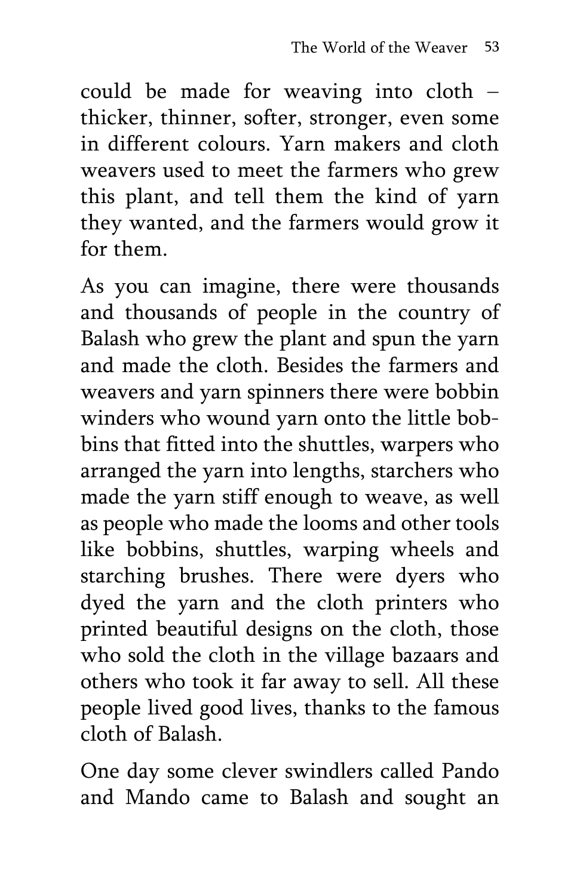could be made for weaving into cloth – thicker, thinner, softer, stronger, even some in different colours. Yarn makers and cloth weavers used to meet the farmers who grew this plant, and tell them the kind of yarn they wanted, and the farmers would grow it for them.

As you can imagine, there were thousands and thousands of people in the country of Balash who grew the plant and spun the yarn and made the cloth. Besides the farmers and weavers and yarn spinners there were bobbin winders who wound yarn onto the little bobbins that fitted into the shuttles, warpers who arranged the yarn into lengths, starchers who made the yarn stiff enough to weave, as well as people who made the looms and other tools like bobbins, shuttles, warping wheels and starching brushes. There were dyers who dyed the yarn and the cloth printers who printed beautiful designs on the cloth, those who sold the cloth in the village bazaars and others who took it far away to sell. All these people lived good lives, thanks to the famous cloth of Balash.

One day some clever swindlers called Pando and Mando came to Balash and sought an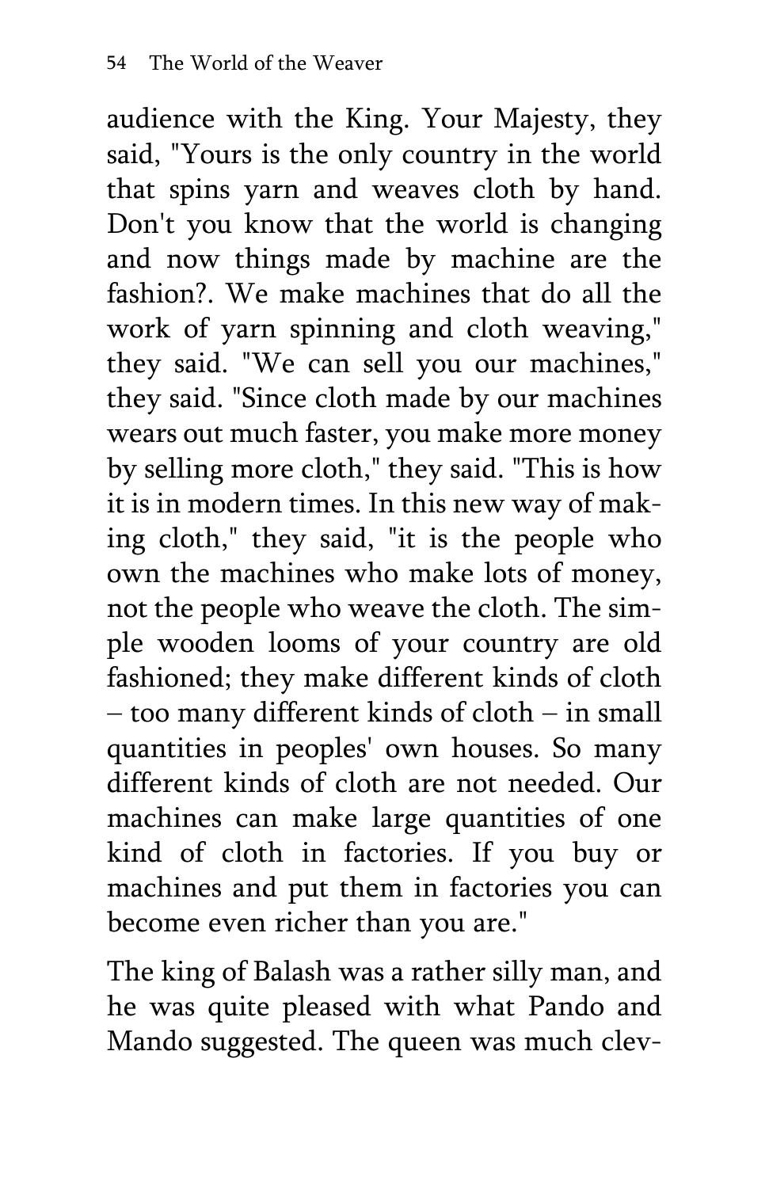audience with the King. Your Majesty, they said, "Yours is the only country in the world that spins yarn and weaves cloth by hand. Don't you know that the world is changing and now things made by machine are the fashion?. We make machines that do all the work of yarn spinning and cloth weaving," they said. "We can sell you our machines," they said. "Since cloth made by our machines wears out much faster, you make more money by selling more cloth," they said. "This is how it is in modern times. In this new way of making cloth," they said, "it is the people who own the machines who make lots of money, not the people who weave the cloth. The simple wooden looms of your country are old fashioned; they make different kinds of cloth – too many different kinds of cloth – in small quantities in peoples' own houses. So many different kinds of cloth are not needed. Our machines can make large quantities of one kind of cloth in factories. If you buy or machines and put them in factories you can become even richer than you are."

The king of Balash was a rather silly man, and he was quite pleased with what Pando and Mando suggested. The queen was much clev-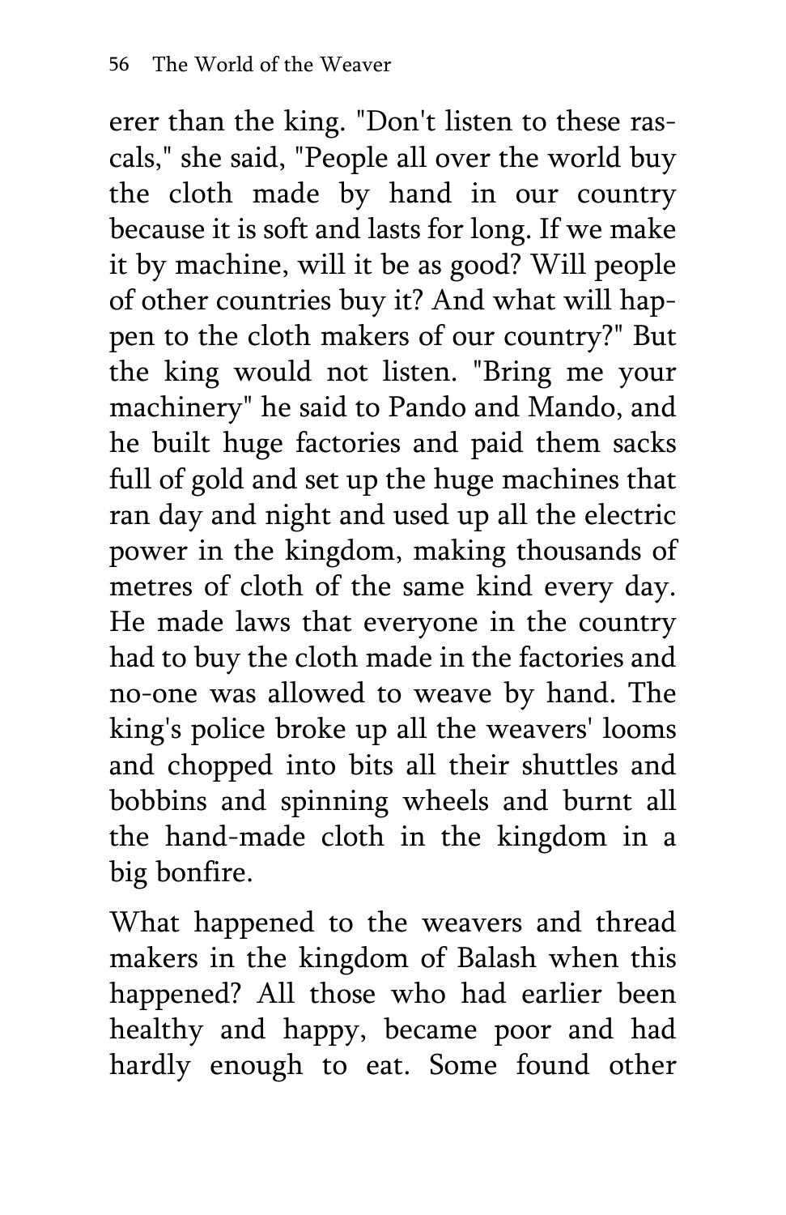erer than the king. "Don't listen to these rascals," she said, "People all over the world buy the cloth made by hand in our country because it is soft and lasts for long. If we make it by machine, will it be as good? Will people of other countries buy it? And what will happen to the cloth makers of our country?" But the king would not listen. "Bring me your machinery" he said to Pando and Mando, and he built huge factories and paid them sacks full of gold and set up the huge machines that ran day and night and used up all the electric power in the kingdom, making thousands of metres of cloth of the same kind every day. He made laws that everyone in the country had to buy the cloth made in the factories and no-one was allowed to weave by hand. The king's police broke up all the weavers' looms and chopped into bits all their shuttles and bobbins and spinning wheels and burnt all the hand-made cloth in the kingdom in a big bonfire.

What happened to the weavers and thread makers in the kingdom of Balash when this happened? All those who had earlier been healthy and happy, became poor and had hardly enough to eat. Some found other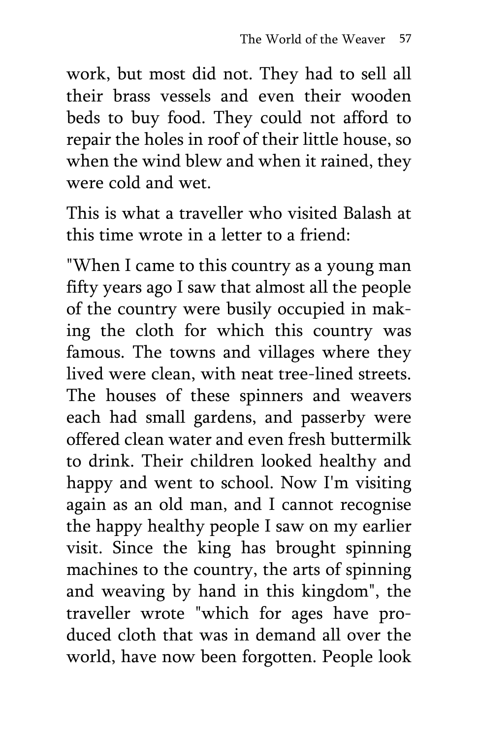work, but most did not. They had to sell all their brass vessels and even their wooden beds to buy food. They could not afford to repair the holes in roof of their little house, so when the wind blew and when it rained, they were cold and wet.

This is what a traveller who visited Balash at this time wrote in a letter to a friend:

"When I came to this country as a young man fifty years ago I saw that almost all the people of the country were busily occupied in making the cloth for which this country was famous. The towns and villages where they lived were clean, with neat tree-lined streets. The houses of these spinners and weavers each had small gardens, and passerby were offered clean water and even fresh buttermilk to drink. Their children looked healthy and happy and went to school. Now I'm visiting again as an old man, and I cannot recognise the happy healthy people I saw on my earlier visit. Since the king has brought spinning machines to the country, the arts of spinning and weaving by hand in this kingdom", the traveller wrote "which for ages have produced cloth that was in demand all over the world, have now been forgotten. People look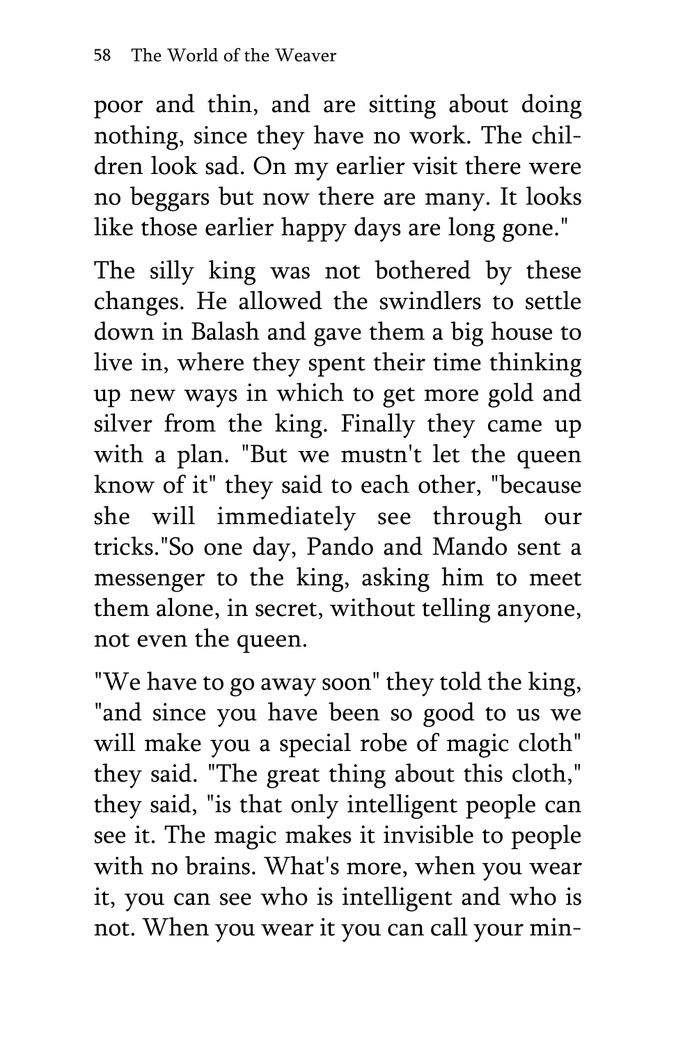poor and thin, and are sitting about doing nothing, since they have no work. The children look sad. On my earlier visit there were no beggars but now there are many. It looks like those earlier happy days are long gone."

The silly king was not bothered by these changes. He allowed the swindlers to settle down in Balash and gave them a big house to live in, where they spent their time thinking up new ways in which to get more gold and silver from the king. Finally they came up with a plan. "But we mustn't let the queen know of it" they said to each other, "because she will immediately see through our tricks."So one day, Pando and Mando sent a messenger to the king, asking him to meet them alone, in secret, without telling anyone, not even the queen.

"We have to go away soon" they told the king, "and since you have been so good to us we will make you a special robe of magic cloth" they said. "The great thing about this cloth," they said, "is that only intelligent people can see it. The magic makes it invisible to people with no brains. What's more, when you wear it, you can see who is intelligent and who is not. When you wear it you can call your min-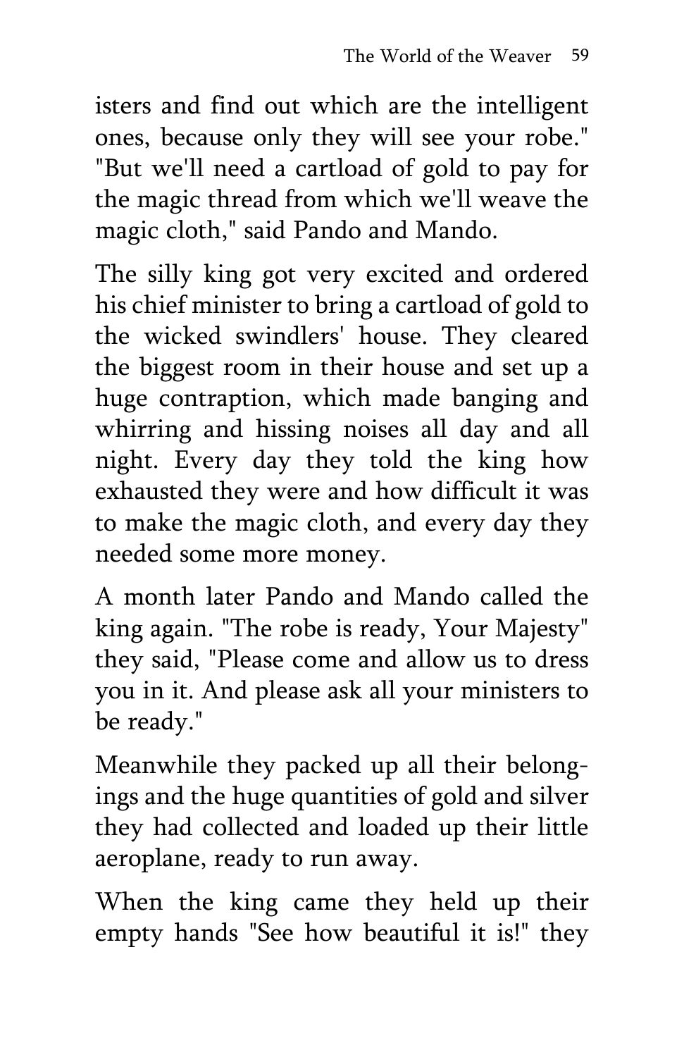isters and find out which are the intelligent ones, because only they will see your robe." "But we'll need a cartload of gold to pay for the magic thread from which we'll weave the magic cloth," said Pando and Mando.

The silly king got very excited and ordered his chief minister to bring a cartload of gold to the wicked swindlers' house. They cleared the biggest room in their house and set up a huge contraption, which made banging and whirring and hissing noises all day and all night. Every day they told the king how exhausted they were and how difficult it was to make the magic cloth, and every day they needed some more money.

A month later Pando and Mando called the king again. "The robe is ready, Your Majesty" they said, "Please come and allow us to dress you in it. And please ask all your ministers to be ready."

Meanwhile they packed up all their belongings and the huge quantities of gold and silver they had collected and loaded up their little aeroplane, ready to run away.

When the king came they held up their empty hands "See how beautiful it is!" they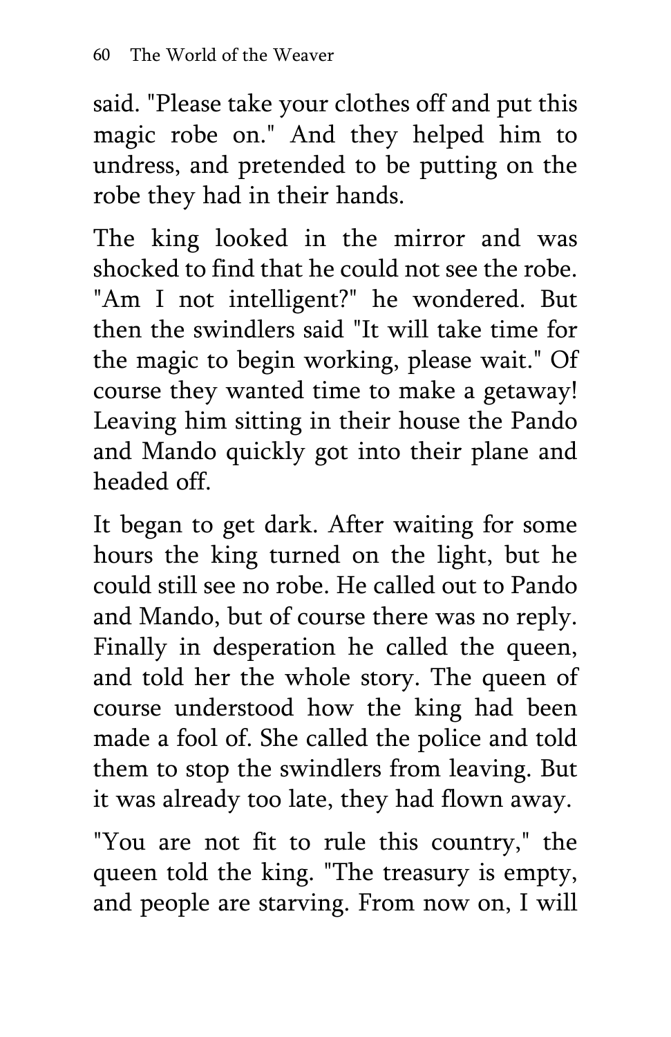said. "Please take your clothes off and put this magic robe on." And they helped him to undress, and pretended to be putting on the robe they had in their hands.

The king looked in the mirror and was shocked to find that he could not see the robe. "Am I not intelligent?" he wondered. But then the swindlers said "It will take time for the magic to begin working, please wait." Of course they wanted time to make a getaway! Leaving him sitting in their house the Pando and Mando quickly got into their plane and headed off.

It began to get dark. After waiting for some hours the king turned on the light, but he could still see no robe. He called out to Pando and Mando, but of course there was no reply. Finally in desperation he called the queen, and told her the whole story. The queen of course understood how the king had been made a fool of. She called the police and told them to stop the swindlers from leaving. But it was already too late, they had flown away.

"You are not fit to rule this country," the queen told the king. "The treasury is empty, and people are starving. From now on, I will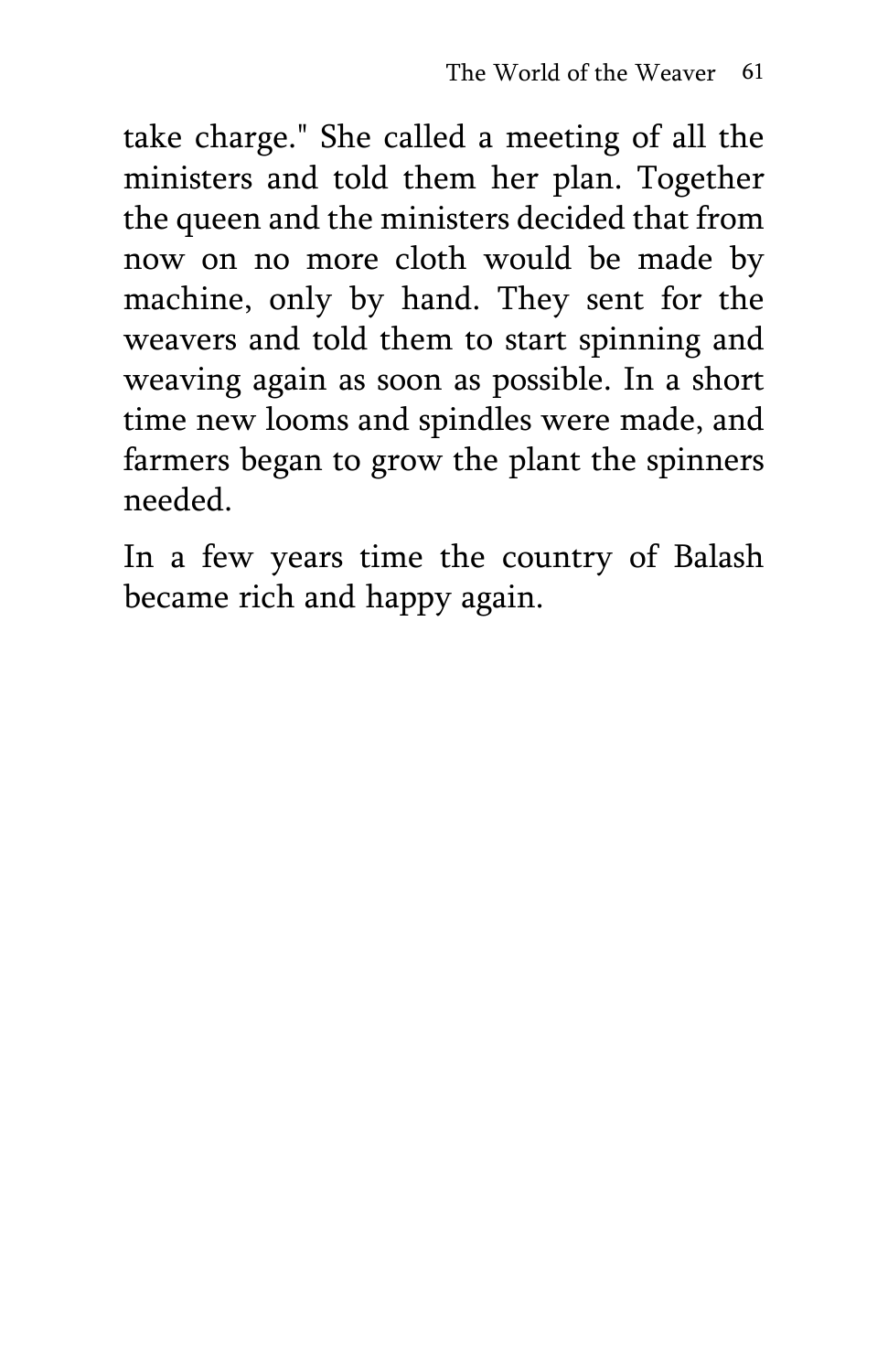take charge." She called a meeting of all the ministers and told them her plan. Together the queen and the ministers decided that from now on no more cloth would be made by machine, only by hand. They sent for the weavers and told them to start spinning and weaving again as soon as possible. In a short time new looms and spindles were made, and farmers began to grow the plant the spinners needed.

In a few years time the country of Balash became rich and happy again.